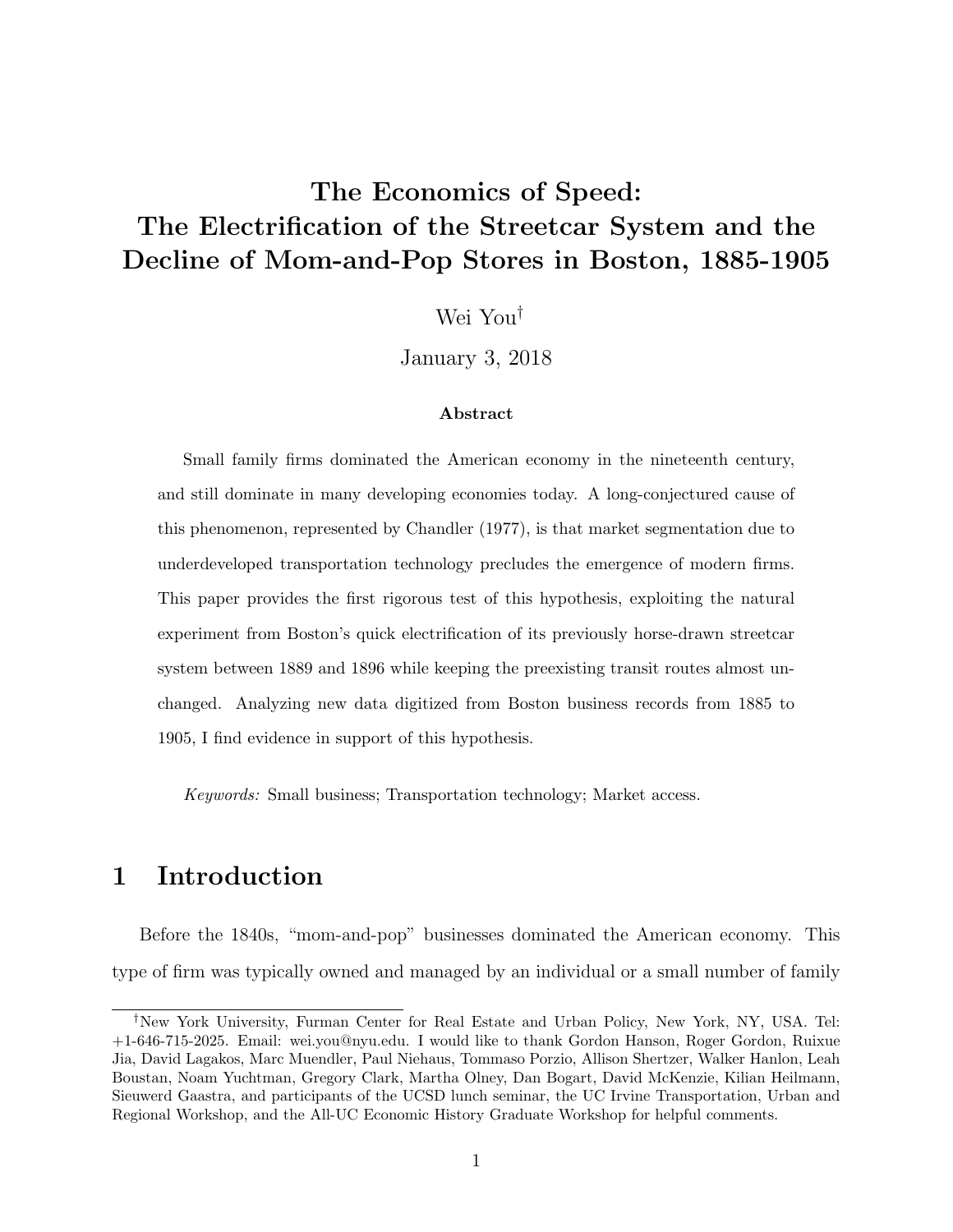# The Economics of Speed: The Electrification of the Streetcar System and the Decline of Mom-and-Pop Stores in Boston, 1885-1905

Wei You[†]

January 3, 2018

### Abstract

Small family firms dominated the American economy in the nineteenth century, and still dominate in many developing economies today. A long-conjectured cause of this phenomenon, represented by Chandler (1977), is that market segmentation due to underdeveloped transportation technology precludes the emergence of modern firms. This paper provides the first rigorous test of this hypothesis, exploiting the natural experiment from Boston's quick electrification of its previously horse-drawn streetcar system between 1889 and 1896 while keeping the preexisting transit routes almost unchanged. Analyzing new data digitized from Boston business records from 1885 to 1905, I find evidence in support of this hypothesis.

*Keywords:* Small business; Transportation technology; Market access.

## 1 Introduction

Before the 1840s, "mom-and-pop" businesses dominated the American economy. This type of firm was typically owned and managed by an individual or a small number of family

---

[†]New York University, Furman Center for Real Estate and Urban Policy, New York, NY, USA. Tel: +1-646-715-2025. Email: wei.you@nyu.edu. I would like to thank Gordon Hanson, Roger Gordon, Ruixue Jia, David Lagakos, Marc Muendler, Paul Niehaus, Tommaso Porzio, Allison Shertzer, Walker Hanlon, Leah Boustan, Noam Yuchtman, Gregory Clark, Martha Olney, Dan Bogart, David McKenzie, Kilian Heilmann, Sieuwerd Gaastra, and participants of the UCSD lunch seminar, the UC Irvine Transportation, Urban and Regional Workshop, and the All-UC Economic History Graduate Workshop for helpful comments.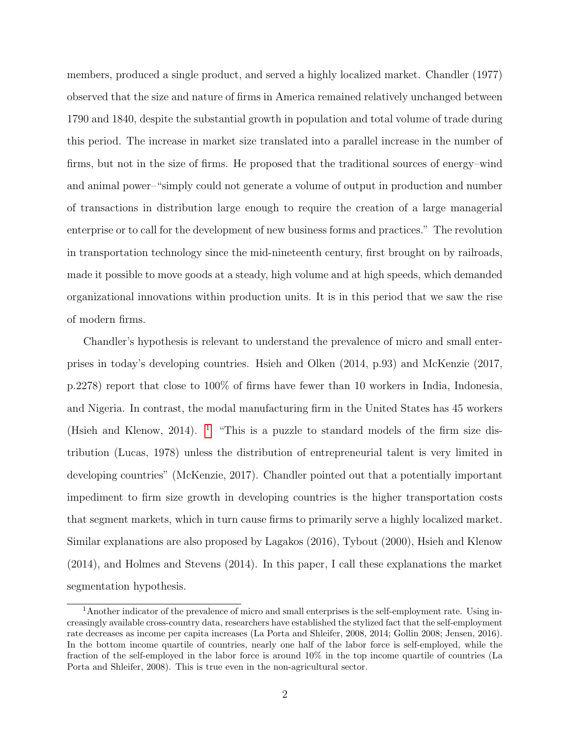members, produced a single product, and served a highly localized market. Chandler (1977) observed that the size and nature of firms in America remained relatively unchanged between 1790 and 1840, despite the substantial growth in population and total volume of trade during this period. The increase in market size translated into a parallel increase in the number of firms, but not in the size of firms. He proposed that the traditional sources of energy–wind and animal power–"simply could not generate a volume of output in production and number of transactions in distribution large enough to require the creation of a large managerial enterprise or to call for the development of new business forms and practices." The revolution in transportation technology since the mid-nineteenth century, first brought on by railroads, made it possible to move goods at a steady, high volume and at high speeds, which demanded organizational innovations within production units. It is in this period that we saw the rise of modern firms.

Chandler's hypothesis is relevant to understand the prevalence of micro and small enterprises in today's developing countries. Hsieh and Olken (2014, p.93) and McKenzie (2017, p.2278) report that close to 100% of firms have fewer than 10 workers in India, Indonesia, and Nigeria. In contrast, the modal manufacturing firm in the United States has 45 workers (Hsieh and Klenow, 2014). [1] "This is a puzzle to standard models of the firm size distribution (Lucas, 1978) unless the distribution of entrepreneurial talent is very limited in developing countries" (McKenzie, 2017). Chandler pointed out that a potentially important impediment to firm size growth in developing countries is the higher transportation costs that segment markets, which in turn cause firms to primarily serve a highly localized market. Similar explanations are also proposed by Lagakos (2016), Tybout (2000), Hsieh and Klenow (2014), and Holmes and Stevens (2014). In this paper, I call these explanations the market segmentation hypothesis.

[1] Another indicator of the prevalence of micro and small enterprises is the self-employment rate. Using increasingly available cross-country data, researchers have established the stylized fact that the self-employment rate decreases as income per capita increases (La Porta and Shleifer, 2008, 2014; Gollin 2008; Jensen, 2016). In the bottom income quartile of countries, nearly one half of the labor force is self-employed, while the fraction of the self-employed in the labor force is around 10% in the top income quartile of countries (La Porta and Shleifer, 2008). This is true even in the non-agricultural sector.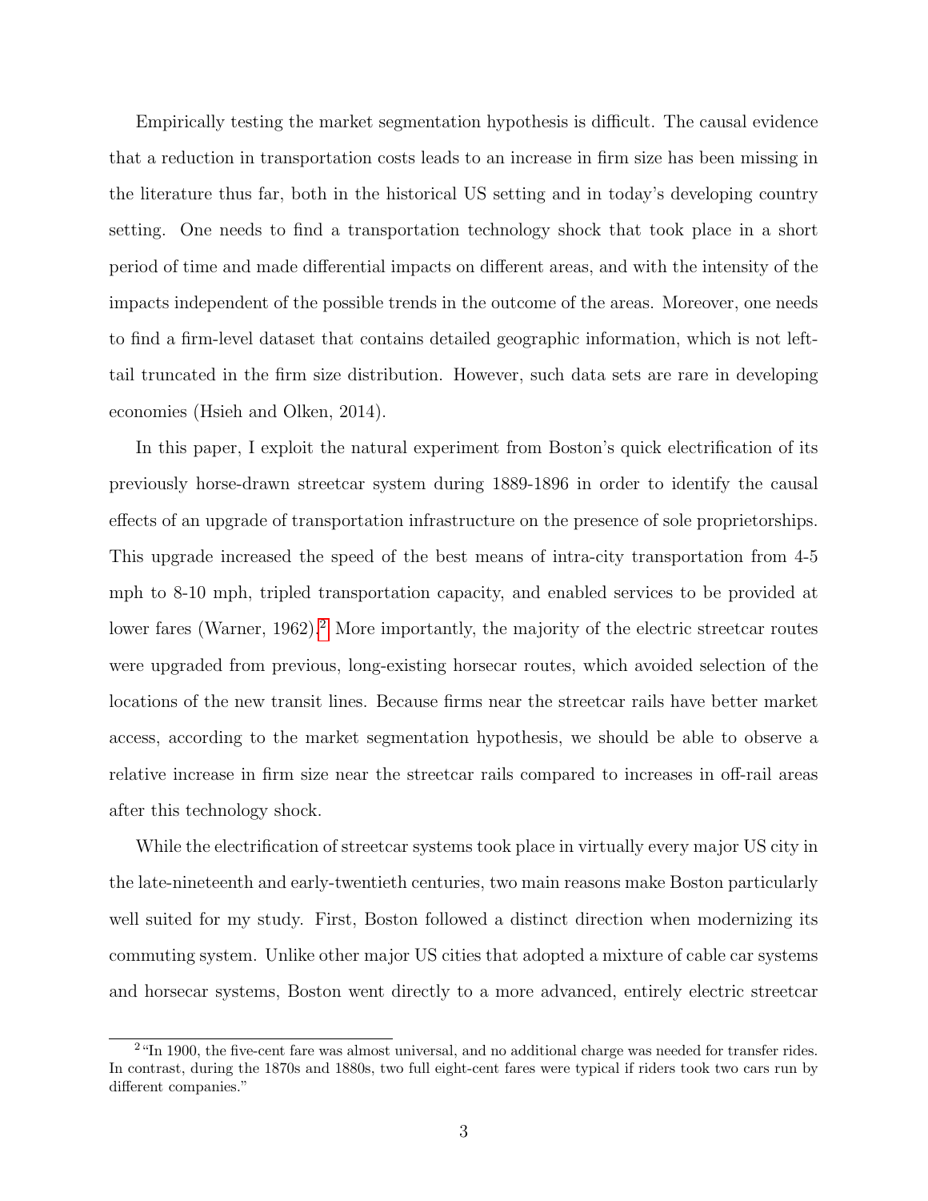Empirically testing the market segmentation hypothesis is difficult. The causal evidence that a reduction in transportation costs leads to an increase in firm size has been missing in the literature thus far, both in the historical US setting and in today's developing country setting. One needs to find a transportation technology shock that took place in a short period of time and made differential impacts on different areas, and with the intensity of the impacts independent of the possible trends in the outcome of the areas. Moreover, one needs to find a firm-level dataset that contains detailed geographic information, which is not left-tail truncated in the firm size distribution. However, such data sets are rare in developing economies (Hsieh and Olken, 2014).

In this paper, I exploit the natural experiment from Boston's quick electrification of its previously horse-drawn streetcar system during 1889-1896 in order to identify the causal effects of an upgrade of transportation infrastructure on the presence of sole proprietorships. This upgrade increased the speed of the best means of intra-city transportation from 4-5 mph to 8-10 mph, tripled transportation capacity, and enabled services to be provided at lower fares (Warner, 1962).[2] More importantly, the majority of the electric streetcar routes were upgraded from previous, long-existing horsecar routes, which avoided selection of the locations of the new transit lines. Because firms near the streetcar rails have better market access, according to the market segmentation hypothesis, we should be able to observe a relative increase in firm size near the streetcar rails compared to increases in off-rail areas after this technology shock.

While the electrification of streetcar systems took place in virtually every major US city in the late-nineteenth and early-twentieth centuries, two main reasons make Boston particularly well suited for my study. First, Boston followed a distinct direction when modernizing its commuting system. Unlike other major US cities that adopted a mixture of cable car systems and horsecar systems, Boston went directly to a more advanced, entirely electric streetcar

[2] "In 1900, the five-cent fare was almost universal, and no additional charge was needed for transfer rides. In contrast, during the 1870s and 1880s, two full eight-cent fares were typical if riders took two cars run by different companies."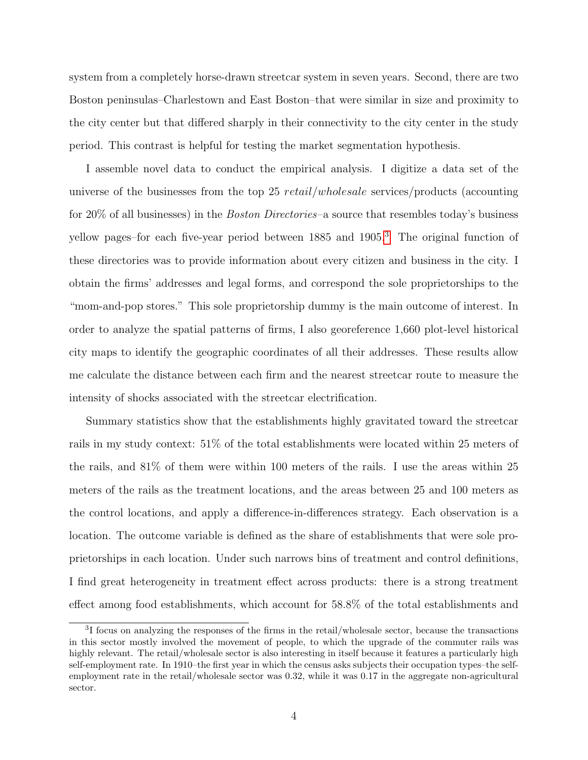system from a completely horse-drawn streetcar system in seven years. Second, there are two Boston peninsulas–Charlestown and East Boston–that were similar in size and proximity to the city center but that differed sharply in their connectivity to the city center in the study period. This contrast is helpful for testing the market segmentation hypothesis.

I assemble novel data to conduct the empirical analysis. I digitize a data set of the universe of the businesses from the top 25 *retail/wholesale* services/products (accounting for 20% of all businesses) in the *Boston Directories*–a source that resembles today's business yellow pages–for each five-year period between 1885 and 1905.[3] The original function of these directories was to provide information about every citizen and business in the city. I obtain the firms' addresses and legal forms, and correspond the sole proprietorships to the "mom-and-pop stores." This sole proprietorship dummy is the main outcome of interest. In order to analyze the spatial patterns of firms, I also georeference 1,660 plot-level historical city maps to identify the geographic coordinates of all their addresses. These results allow me calculate the distance between each firm and the nearest streetcar route to measure the intensity of shocks associated with the streetcar electrification.

Summary statistics show that the establishments highly gravitated toward the streetcar rails in my study context: 51% of the total establishments were located within 25 meters of the rails, and 81% of them were within 100 meters of the rails. I use the areas within 25 meters of the rails as the treatment locations, and the areas between 25 and 100 meters as the control locations, and apply a difference-in-differences strategy. Each observation is a location. The outcome variable is defined as the share of establishments that were sole proprietorships in each location. Under such narrows bins of treatment and control definitions, I find great heterogeneity in treatment effect across products: there is a strong treatment effect among food establishments, which account for 58.8% of the total establishments and

[3] I focus on analyzing the responses of the firms in the retail/wholesale sector, because the transactions in this sector mostly involved the movement of people, to which the upgrade of the commuter rails was highly relevant. The retail/wholesale sector is also interesting in itself because it features a particularly high self-employment rate. In 1910–the first year in which the census asks subjects their occupation types–the self-employment rate in the retail/wholesale sector was 0.32, while it was 0.17 in the aggregate non-agricultural sector.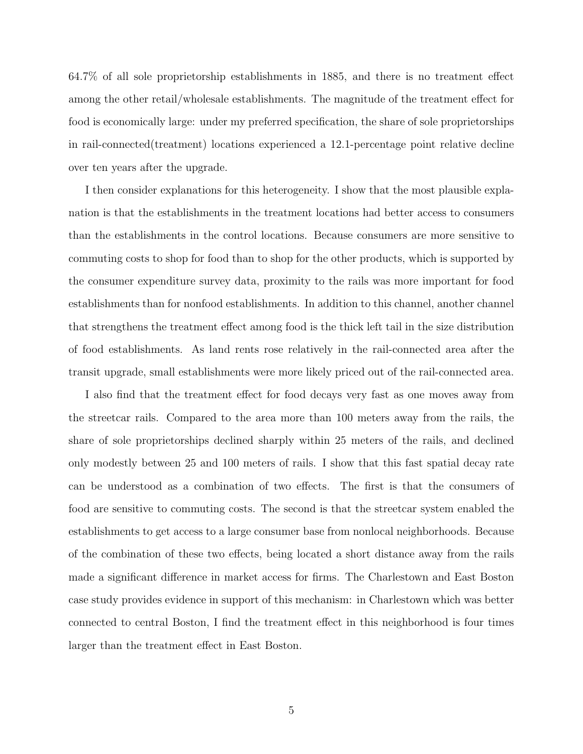64.7% of all sole proprietorship establishments in 1885, and there is no treatment effect among the other retail/wholesale establishments. The magnitude of the treatment effect for food is economically large: under my preferred specification, the share of sole proprietorships in rail-connected(treatment) locations experienced a 12.1-percentage point relative decline over ten years after the upgrade.

I then consider explanations for this heterogeneity. I show that the most plausible explanation is that the establishments in the treatment locations had better access to consumers than the establishments in the control locations. Because consumers are more sensitive to commuting costs to shop for food than to shop for the other products, which is supported by the consumer expenditure survey data, proximity to the rails was more important for food establishments than for nonfood establishments. In addition to this channel, another channel that strengthens the treatment effect among food is the thick left tail in the size distribution of food establishments. As land rents rose relatively in the rail-connected area after the transit upgrade, small establishments were more likely priced out of the rail-connected area.

I also find that the treatment effect for food decays very fast as one moves away from the streetcar rails. Compared to the area more than 100 meters away from the rails, the share of sole proprietorships declined sharply within 25 meters of the rails, and declined only modestly between 25 and 100 meters of rails. I show that this fast spatial decay rate can be understood as a combination of two effects. The first is that the consumers of food are sensitive to commuting costs. The second is that the streetcar system enabled the establishments to get access to a large consumer base from nonlocal neighborhoods. Because of the combination of these two effects, being located a short distance away from the rails made a significant difference in market access for firms. The Charlestown and East Boston case study provides evidence in support of this mechanism: in Charlestown which was better connected to central Boston, I find the treatment effect in this neighborhood is four times larger than the treatment effect in East Boston.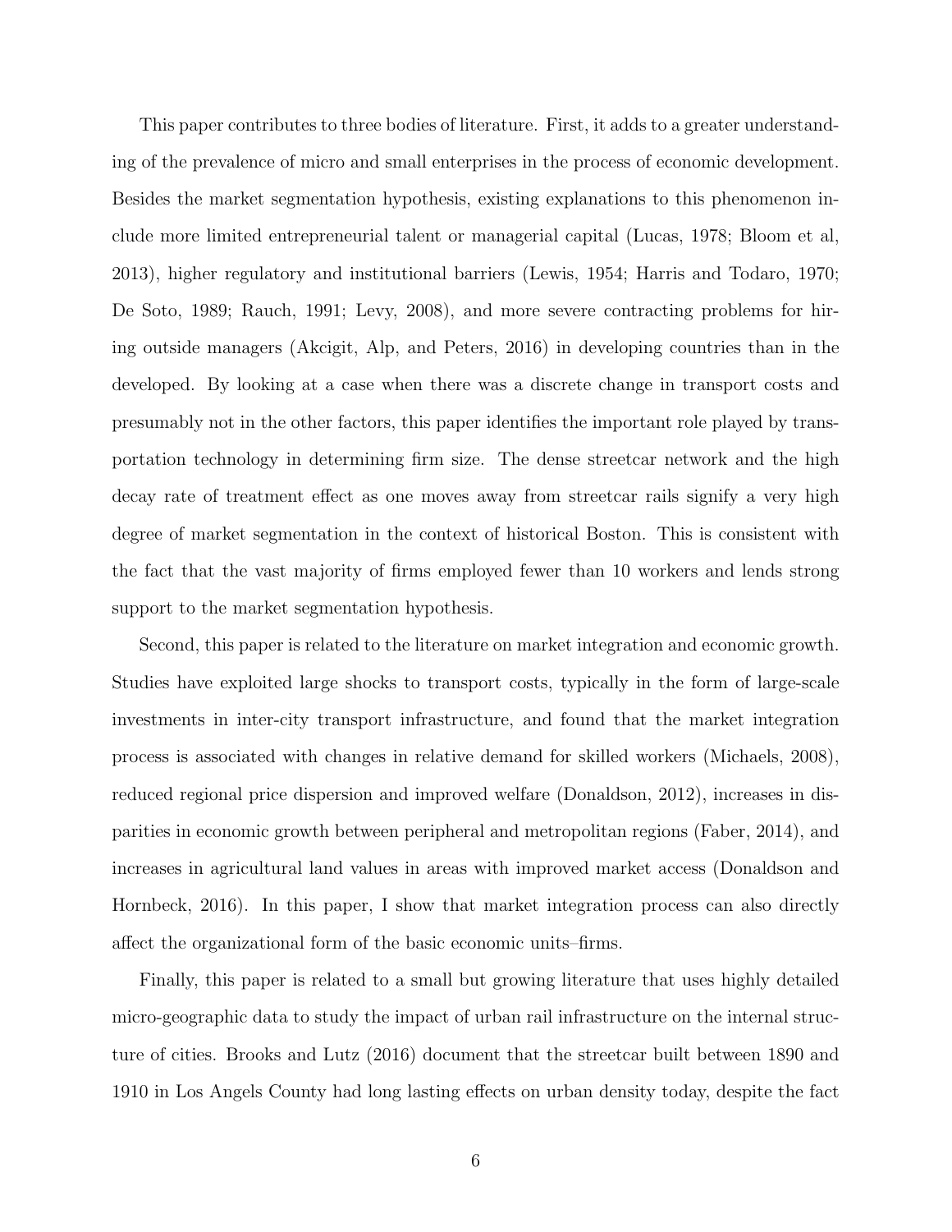This paper contributes to three bodies of literature. First, it adds to a greater understanding of the prevalence of micro and small enterprises in the process of economic development. Besides the market segmentation hypothesis, existing explanations to this phenomenon include more limited entrepreneurial talent or managerial capital (Lucas, 1978; Bloom et al, 2013), higher regulatory and institutional barriers (Lewis, 1954; Harris and Todaro, 1970; De Soto, 1989; Rauch, 1991; Levy, 2008), and more severe contracting problems for hiring outside managers (Akcigit, Alp, and Peters, 2016) in developing countries than in the developed. By looking at a case when there was a discrete change in transport costs and presumably not in the other factors, this paper identifies the important role played by transportation technology in determining firm size. The dense streetcar network and the high decay rate of treatment effect as one moves away from streetcar rails signify a very high degree of market segmentation in the context of historical Boston. This is consistent with the fact that the vast majority of firms employed fewer than 10 workers and lends strong support to the market segmentation hypothesis.

Second, this paper is related to the literature on market integration and economic growth. Studies have exploited large shocks to transport costs, typically in the form of large-scale investments in inter-city transport infrastructure, and found that the market integration process is associated with changes in relative demand for skilled workers (Michaels, 2008), reduced regional price dispersion and improved welfare (Donaldson, 2012), increases in disparities in economic growth between peripheral and metropolitan regions (Faber, 2014), and increases in agricultural land values in areas with improved market access (Donaldson and Hornbeck, 2016). In this paper, I show that market integration process can also directly affect the organizational form of the basic economic units–firms.

Finally, this paper is related to a small but growing literature that uses highly detailed micro-geographic data to study the impact of urban rail infrastructure on the internal structure of cities. Brooks and Lutz (2016) document that the streetcar built between 1890 and 1910 in Los Angels County had long lasting effects on urban density today, despite the fact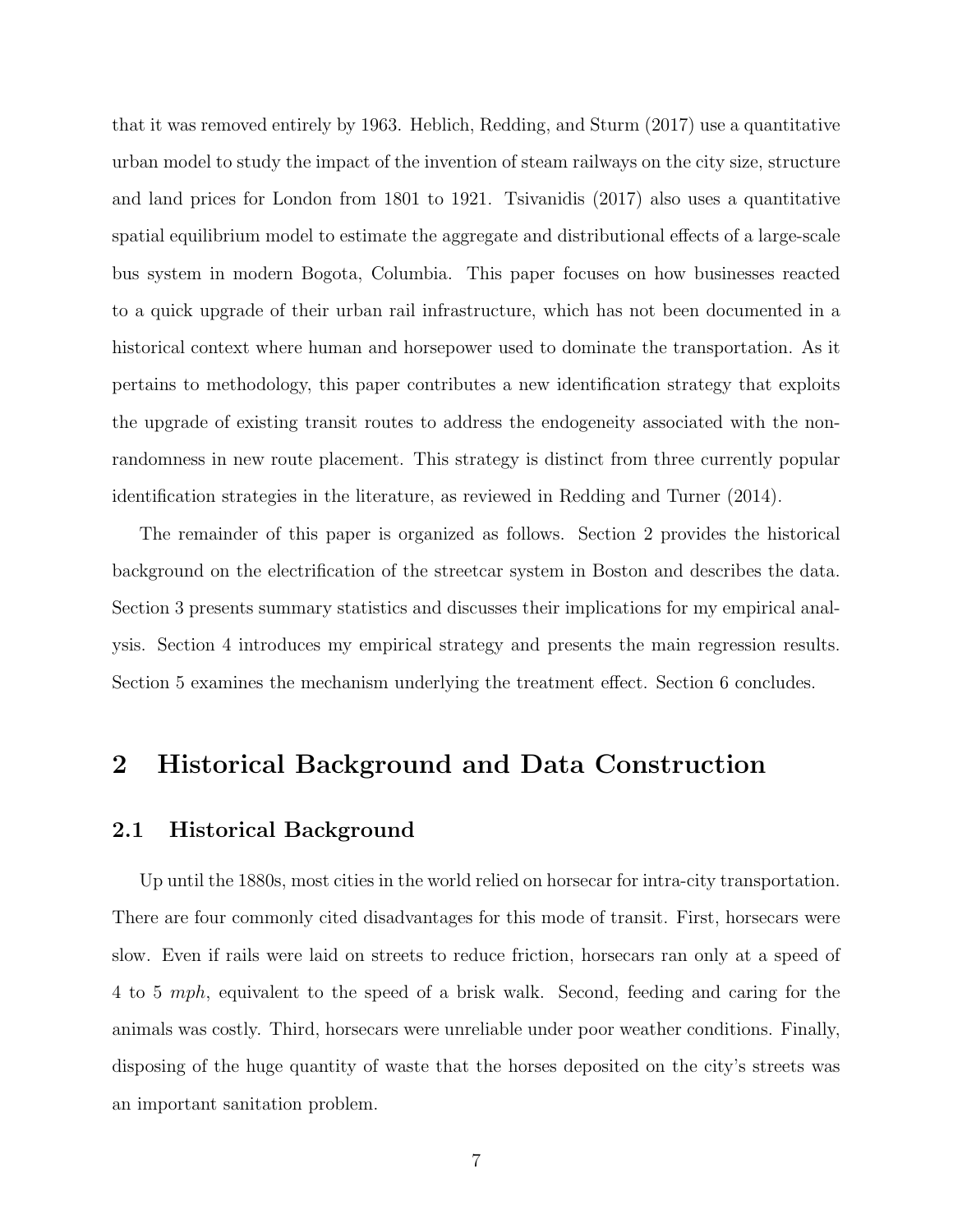that it was removed entirely by 1963. Heblich, Redding, and Sturm (2017) use a quantitative urban model to study the impact of the invention of steam railways on the city size, structure and land prices for London from 1801 to 1921. Tsivanidis (2017) also uses a quantitative spatial equilibrium model to estimate the aggregate and distributional effects of a large-scale bus system in modern Bogota, Columbia. This paper focuses on how businesses reacted to a quick upgrade of their urban rail infrastructure, which has not been documented in a historical context where human and horsepower used to dominate the transportation. As it pertains to methodology, this paper contributes a new identification strategy that exploits the upgrade of existing transit routes to address the endogeneity associated with the non-randomness in new route placement. This strategy is distinct from three currently popular identification strategies in the literature, as reviewed in Redding and Turner (2014).

The remainder of this paper is organized as follows. Section 2 provides the historical background on the electrification of the streetcar system in Boston and describes the data. Section 3 presents summary statistics and discusses their implications for my empirical analysis. Section 4 introduces my empirical strategy and presents the main regression results. Section 5 examines the mechanism underlying the treatment effect. Section 6 concludes.

# 2 Historical Background and Data Construction

## 2.1 Historical Background

Up until the 1880s, most cities in the world relied on horsecar for intra-city transportation. There are four commonly cited disadvantages for this mode of transit. First, horsecars were slow. Even if rails were laid on streets to reduce friction, horsecars ran only at a speed of 4 to 5 *mph*, equivalent to the speed of a brisk walk. Second, feeding and caring for the animals was costly. Third, horsecars were unreliable under poor weather conditions. Finally, disposing of the huge quantity of waste that the horses deposited on the city's streets was an important sanitation problem.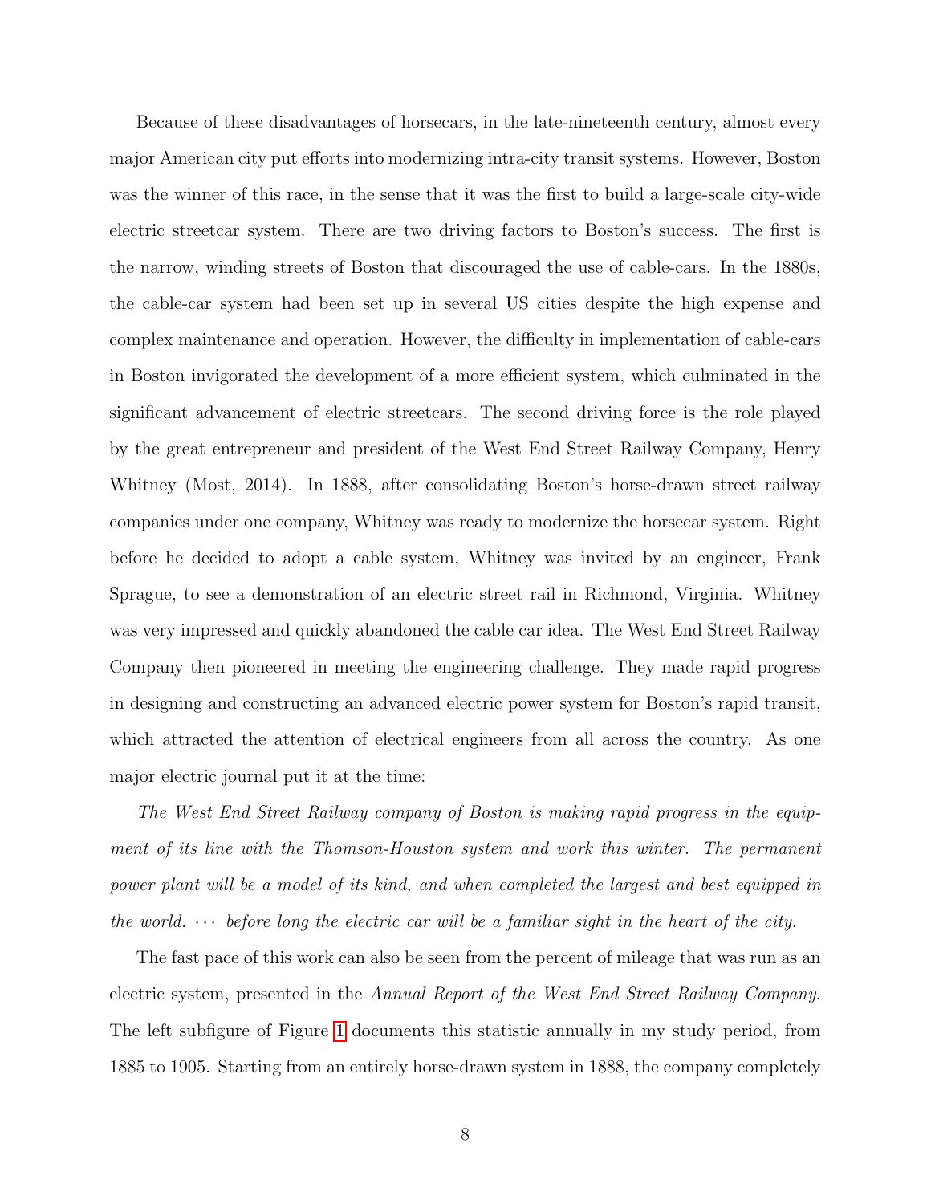Because of these disadvantages of horsecars, in the late-nineteenth century, almost every major American city put efforts into modernizing intra-city transit systems. However, Boston was the winner of this race, in the sense that it was the first to build a large-scale city-wide electric streetcar system. There are two driving factors to Boston's success. The first is the narrow, winding streets of Boston that discouraged the use of cable-cars. In the 1880s, the cable-car system had been set up in several US cities despite the high expense and complex maintenance and operation. However, the difficulty in implementation of cable-cars in Boston invigorated the development of a more efficient system, which culminated in the significant advancement of electric streetcars. The second driving force is the role played by the great entrepreneur and president of the West End Street Railway Company, Henry Whitney (Most, 2014). In 1888, after consolidating Boston's horse-drawn street railway companies under one company, Whitney was ready to modernize the horsecar system. Right before he decided to adopt a cable system, Whitney was invited by an engineer, Frank Sprague, to see a demonstration of an electric street rail in Richmond, Virginia. Whitney was very impressed and quickly abandoned the cable car idea. The West End Street Railway Company then pioneered in meeting the engineering challenge. They made rapid progress in designing and constructing an advanced electric power system for Boston's rapid transit, which attracted the attention of electrical engineers from all across the country. As one major electric journal put it at the time:

*The West End Street Railway company of Boston is making rapid progress in the equipment of its line with the Thomson-Houston system and work this winter. The permanent power plant will be a model of its kind, and when completed the largest and best equipped in the world. ⋯ before long the electric car will be a familiar sight in the heart of the city.*

The fast pace of this work can also be seen from the percent of mileage that was run as an electric system, presented in the *Annual Report of the West End Street Railway Company*. The left subfigure of Figure 1 documents this statistic annually in my study period, from 1885 to 1905. Starting from an entirely horse-drawn system in 1888, the company completely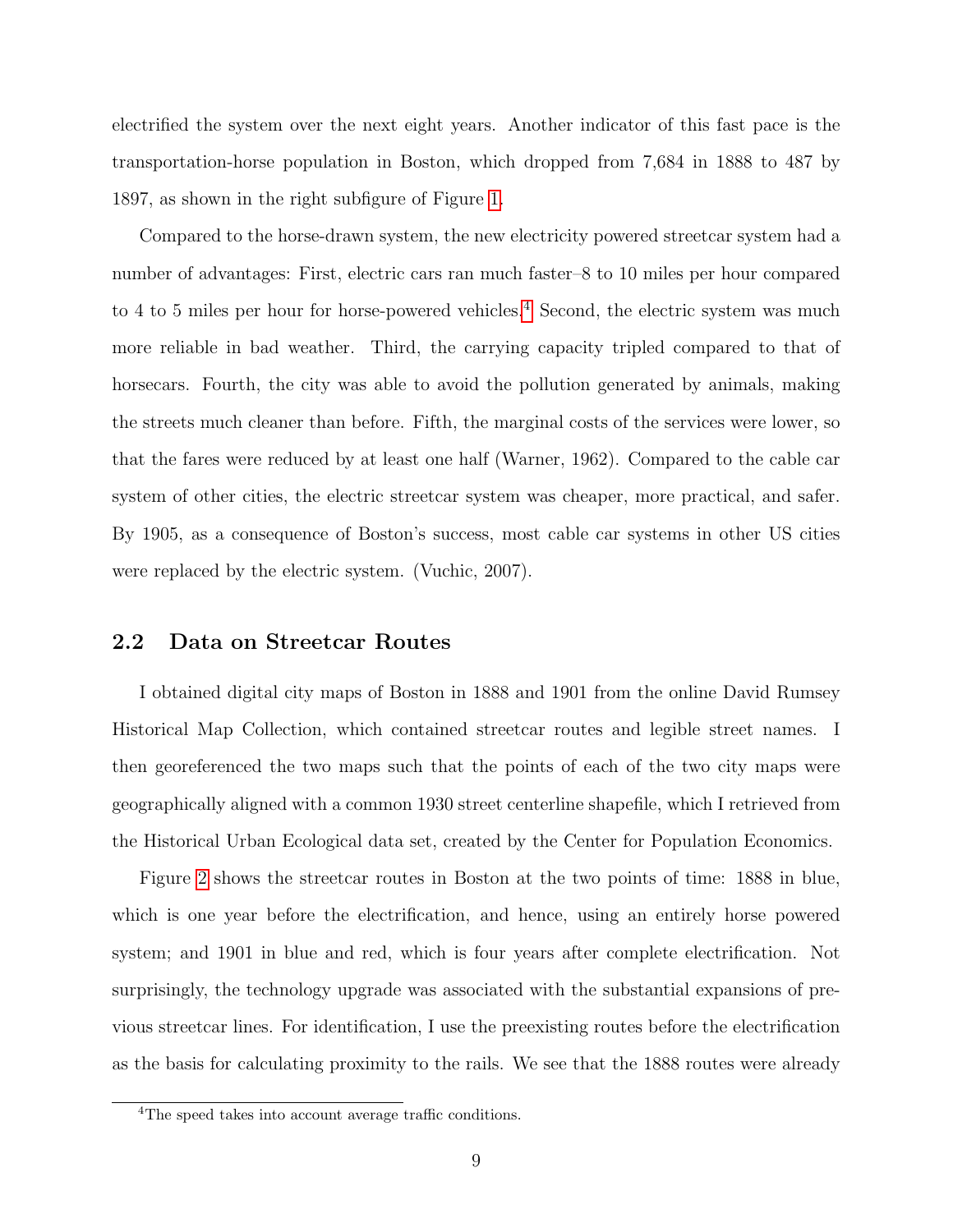electrified the system over the next eight years. Another indicator of this fast pace is the transportation-horse population in Boston, which dropped from 7,684 in 1888 to 487 by 1897, as shown in the right subfigure of Figure 1.

Compared to the horse-drawn system, the new electricity powered streetcar system had a number of advantages: First, electric cars ran much faster–8 to 10 miles per hour compared to 4 to 5 miles per hour for horse-powered vehicles.[4] Second, the electric system was much more reliable in bad weather. Third, the carrying capacity tripled compared to that of horsecars. Fourth, the city was able to avoid the pollution generated by animals, making the streets much cleaner than before. Fifth, the marginal costs of the services were lower, so that the fares were reduced by at least one half (Warner, 1962). Compared to the cable car system of other cities, the electric streetcar system was cheaper, more practical, and safer. By 1905, as a consequence of Boston's success, most cable car systems in other US cities were replaced by the electric system. (Vuchic, 2007).

## 2.2 Data on Streetcar Routes

I obtained digital city maps of Boston in 1888 and 1901 from the online David Rumsey Historical Map Collection, which contained streetcar routes and legible street names. I then georeferenced the two maps such that the points of each of the two city maps were geographically aligned with a common 1930 street centerline shapefile, which I retrieved from the Historical Urban Ecological data set, created by the Center for Population Economics.

Figure 2 shows the streetcar routes in Boston at the two points of time: 1888 in blue, which is one year before the electrification, and hence, using an entirely horse powered system; and 1901 in blue and red, which is four years after complete electrification. Not surprisingly, the technology upgrade was associated with the substantial expansions of previous streetcar lines. For identification, I use the preexisting routes before the electrification as the basis for calculating proximity to the rails. We see that the 1888 routes were already

[4] The speed takes into account average traffic conditions.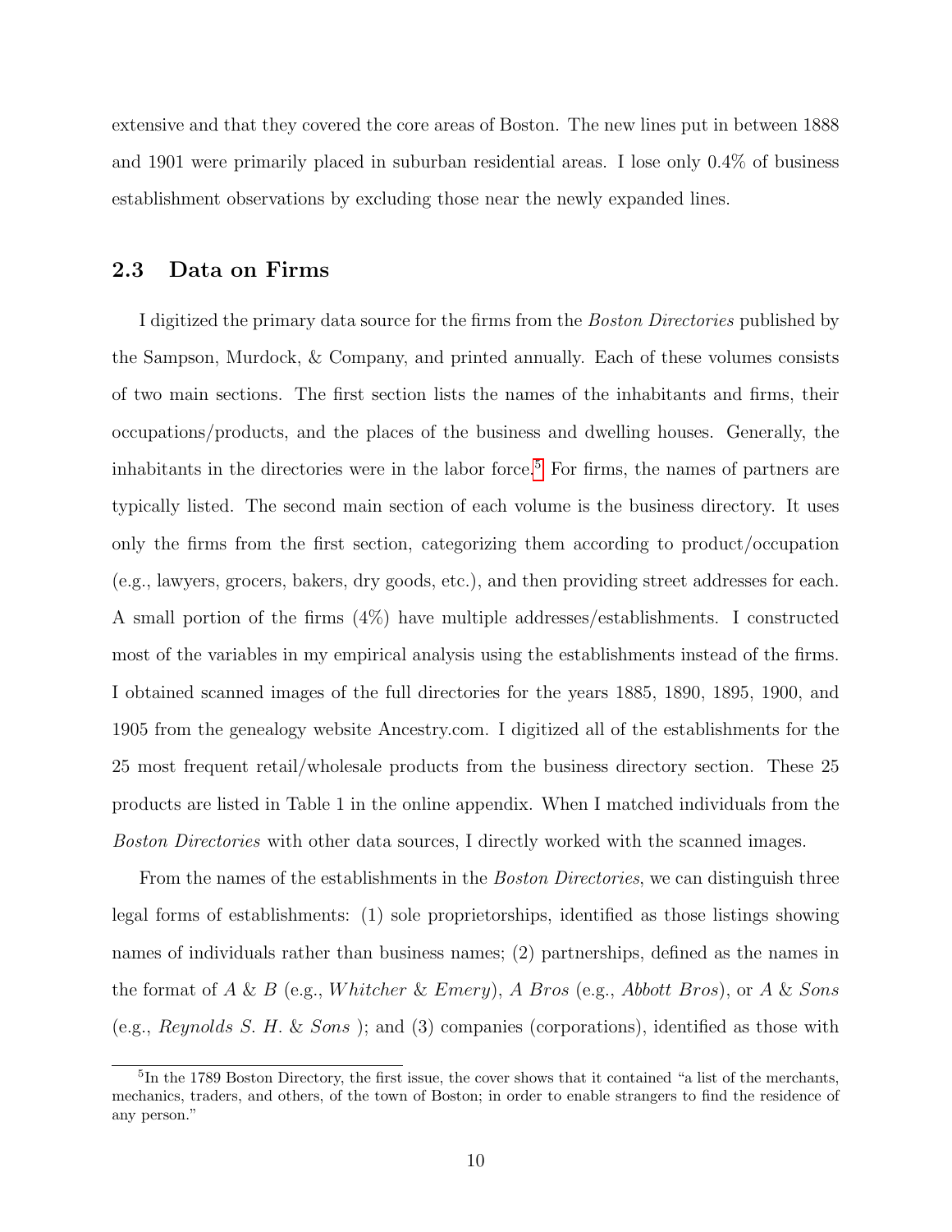extensive and that they covered the core areas of Boston. The new lines put in between 1888 and 1901 were primarily placed in suburban residential areas. I lose only 0.4% of business establishment observations by excluding those near the newly expanded lines.

## 2.3 Data on Firms

I digitized the primary data source for the firms from the *Boston Directories* published by the Sampson, Murdock, & Company, and printed annually. Each of these volumes consists of two main sections. The first section lists the names of the inhabitants and firms, their occupations/products, and the places of the business and dwelling houses. Generally, the inhabitants in the directories were in the labor force.[5] For firms, the names of partners are typically listed. The second main section of each volume is the business directory. It uses only the firms from the first section, categorizing them according to product/occupation (e.g., lawyers, grocers, bakers, dry goods, etc.), and then providing street addresses for each. A small portion of the firms (4%) have multiple addresses/establishments. I constructed most of the variables in my empirical analysis using the establishments instead of the firms. I obtained scanned images of the full directories for the years 1885, 1890, 1895, 1900, and 1905 from the genealogy website Ancestry.com. I digitized all of the establishments for the 25 most frequent retail/wholesale products from the business directory section. These 25 products are listed in Table 1 in the online appendix. When I matched individuals from the *Boston Directories* with other data sources, I directly worked with the scanned images.

From the names of the establishments in the *Boston Directories*, we can distinguish three legal forms of establishments: (1) sole proprietorships, identified as those listings showing names of individuals rather than business names; (2) partnerships, defined as the names in the format of *A* & *B* (e.g., *Whitcher* & *Emery*), *A Bros* (e.g., *Abbott Bros*), or *A* & *Sons* (e.g., *Reynolds S. H.* & *Sons* ); and (3) companies (corporations), identified as those with

[5] In the 1789 Boston Directory, the first issue, the cover shows that it contained "a list of the merchants, mechanics, traders, and others, of the town of Boston; in order to enable strangers to find the residence of any person."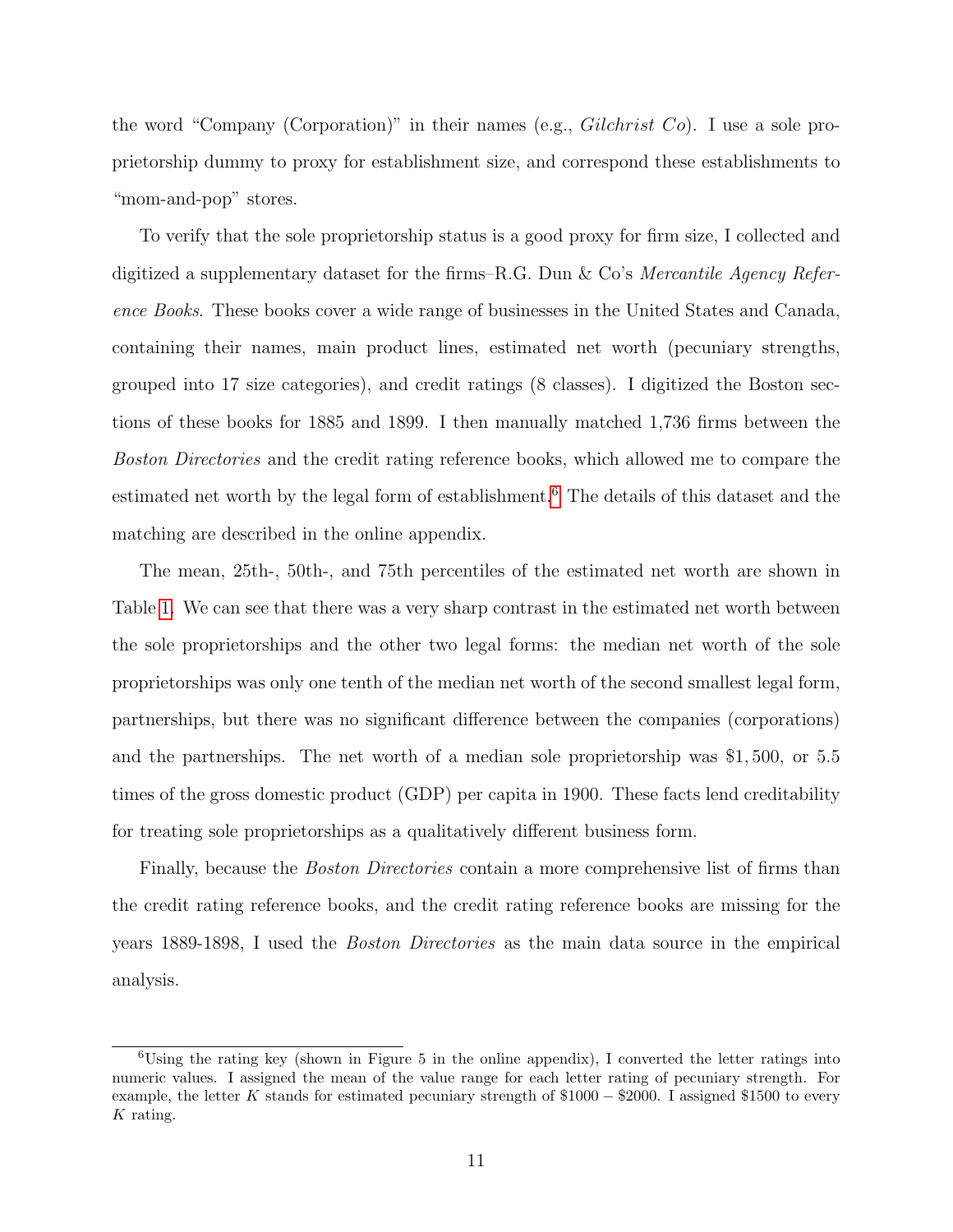the word "Company (Corporation)" in their names (e.g., *Gilchrist Co*). I use a sole proprietorship dummy to proxy for establishment size, and correspond these establishments to "mom-and-pop" stores.

To verify that the sole proprietorship status is a good proxy for firm size, I collected and digitized a supplementary dataset for the firms–R.G. Dun & Co's *Mercantile Agency Reference Books*. These books cover a wide range of businesses in the United States and Canada, containing their names, main product lines, estimated net worth (pecuniary strengths, grouped into 17 size categories), and credit ratings (8 classes). I digitized the Boston sections of these books for 1885 and 1899. I then manually matched 1,736 firms between the *Boston Directories* and the credit rating reference books, which allowed me to compare the estimated net worth by the legal form of establishment.[6] The details of this dataset and the matching are described in the online appendix.

The mean, 25th-, 50th-, and 75th percentiles of the estimated net worth are shown in Table 1. We can see that there was a very sharp contrast in the estimated net worth between the sole proprietorships and the other two legal forms: the median net worth of the sole proprietorships was only one tenth of the median net worth of the second smallest legal form, partnerships, but there was no significant difference between the companies (corporations) and the partnerships. The net worth of a median sole proprietorship was $\$1,500$, or 5.5 times of the gross domestic product (GDP) per capita in 1900. These facts lend creditability for treating sole proprietorships as a qualitatively different business form.

Finally, because the *Boston Directories* contain a more comprehensive list of firms than the credit rating reference books, and the credit rating reference books are missing for the years 1889-1898, I used the *Boston Directories* as the main data source in the empirical analysis.

---

[6] Using the rating key (shown in Figure 5 in the online appendix), I converted the letter ratings into numeric values. I assigned the mean of the value range for each letter rating of pecuniary strength. For example, the letter $K$ stands for estimated pecuniary strength of $\$1000 - \$2000$. I assigned $1500 to every $K$ rating.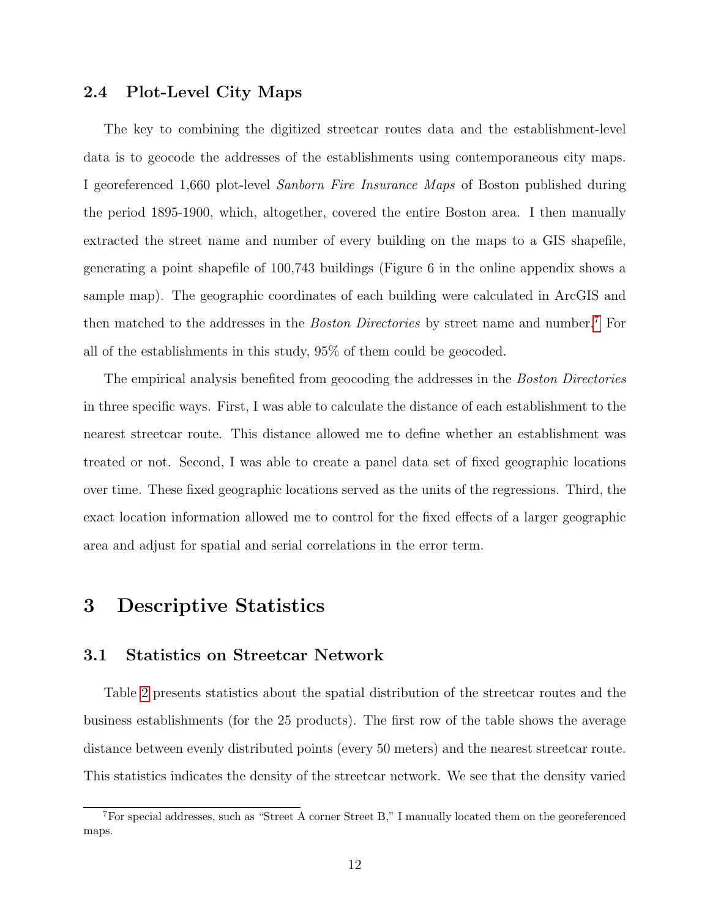### 2.4 Plot-Level City Maps

The key to combining the digitized streetcar routes data and the establishment-level data is to geocode the addresses of the establishments using contemporaneous city maps. I georeferenced 1,660 plot-level *Sanborn Fire Insurance Maps* of Boston published during the period 1895-1900, which, altogether, covered the entire Boston area. I then manually extracted the street name and number of every building on the maps to a GIS shapefile, generating a point shapefile of 100,743 buildings (Figure 6 in the online appendix shows a sample map). The geographic coordinates of each building were calculated in ArcGIS and then matched to the addresses in the *Boston Directories* by street name and number.[7] For all of the establishments in this study, 95% of them could be geocoded.

The empirical analysis benefited from geocoding the addresses in the *Boston Directories* in three specific ways. First, I was able to calculate the distance of each establishment to the nearest streetcar route. This distance allowed me to define whether an establishment was treated or not. Second, I was able to create a panel data set of fixed geographic locations over time. These fixed geographic locations served as the units of the regressions. Third, the exact location information allowed me to control for the fixed effects of a larger geographic area and adjust for spatial and serial correlations in the error term.

## 3 Descriptive Statistics

### 3.1 Statistics on Streetcar Network

Table 2 presents statistics about the spatial distribution of the streetcar routes and the business establishments (for the 25 products). The first row of the table shows the average distance between evenly distributed points (every 50 meters) and the nearest streetcar route. This statistics indicates the density of the streetcar network. We see that the density varied

[7] For special addresses, such as "Street A corner Street B," I manually located them on the georeferenced maps.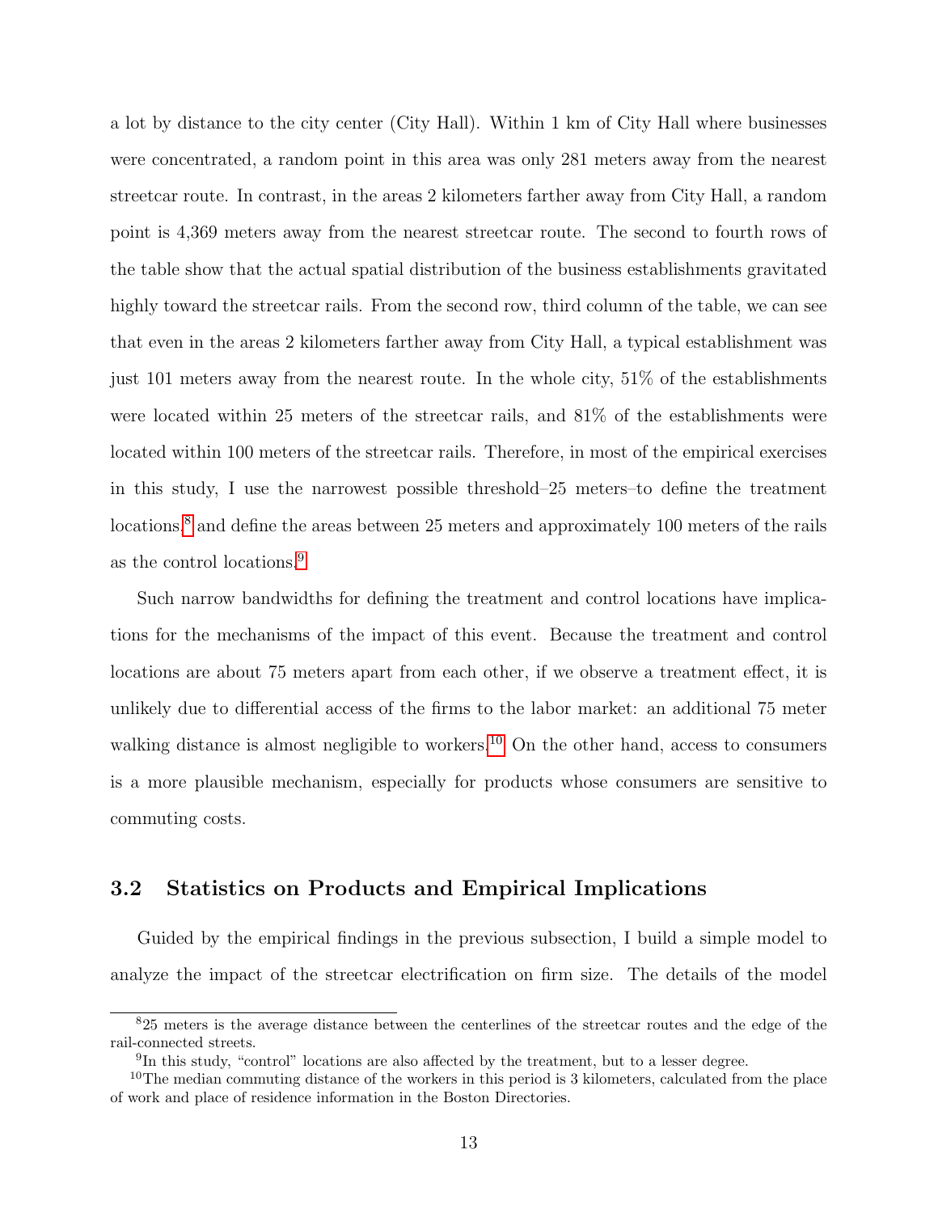a lot by distance to the city center (City Hall). Within 1 km of City Hall where businesses were concentrated, a random point in this area was only 281 meters away from the nearest streetcar route. In contrast, in the areas 2 kilometers farther away from City Hall, a random point is 4,369 meters away from the nearest streetcar route. The second to fourth rows of the table show that the actual spatial distribution of the business establishments gravitated highly toward the streetcar rails. From the second row, third column of the table, we can see that even in the areas 2 kilometers farther away from City Hall, a typical establishment was just 101 meters away from the nearest route. In the whole city, 51% of the establishments were located within 25 meters of the streetcar rails, and 81% of the establishments were located within 100 meters of the streetcar rails. Therefore, in most of the empirical exercises in this study, I use the narrowest possible threshold–25 meters–to define the treatment locations,[8] and define the areas between 25 meters and approximately 100 meters of the rails as the control locations.[9]

Such narrow bandwidths for defining the treatment and control locations have implications for the mechanisms of the impact of this event. Because the treatment and control locations are about 75 meters apart from each other, if we observe a treatment effect, it is unlikely due to differential access of the firms to the labor market: an additional 75 meter walking distance is almost negligible to workers.[10] On the other hand, access to consumers is a more plausible mechanism, especially for products whose consumers are sensitive to commuting costs.

## 3.2 Statistics on Products and Empirical Implications

Guided by the empirical findings in the previous subsection, I build a simple model to analyze the impact of the streetcar electrification on firm size. The details of the model

---

[8] 25 meters is the average distance between the centerlines of the streetcar routes and the edge of the rail-connected streets.

[9] In this study, "control" locations are also affected by the treatment, but to a lesser degree.

[10] The median commuting distance of the workers in this period is 3 kilometers, calculated from the place of work and place of residence information in the Boston Directories.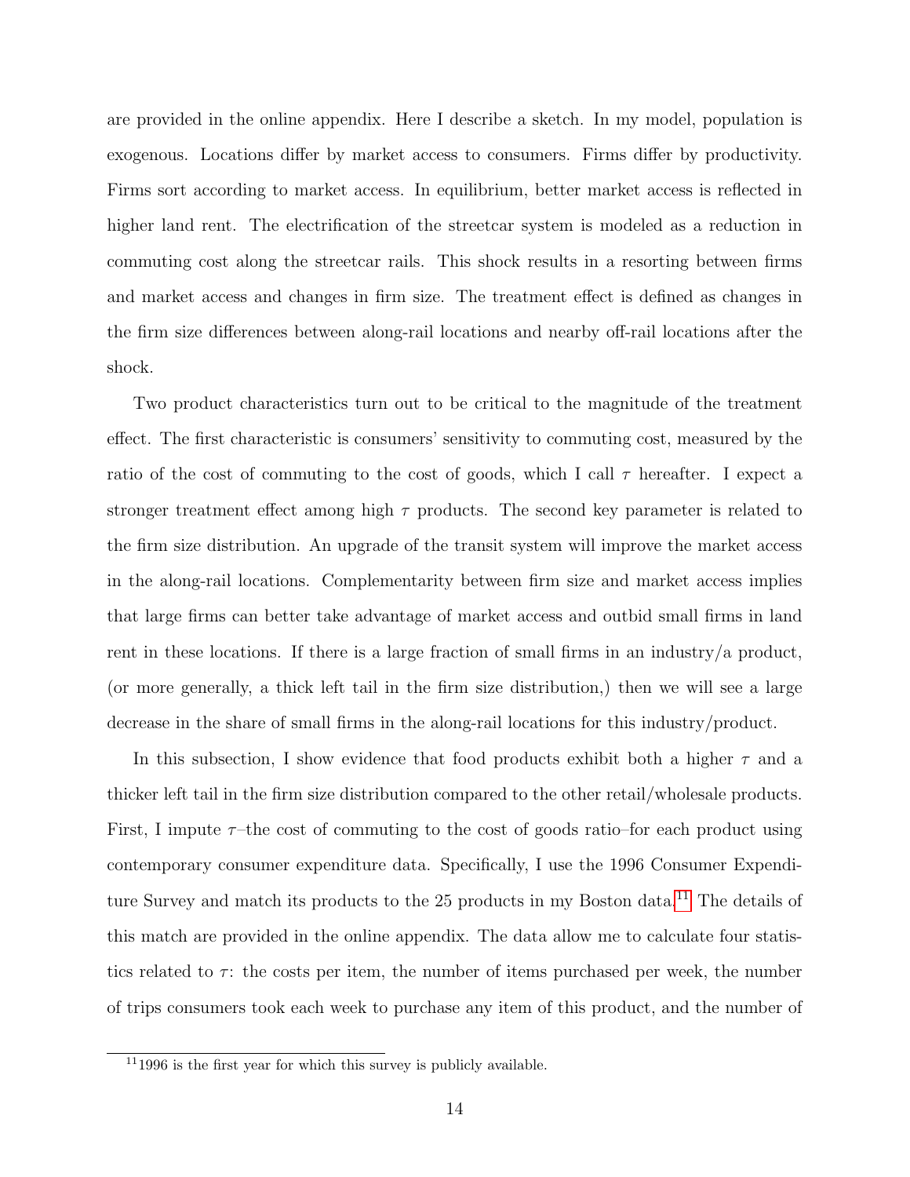are provided in the online appendix. Here I describe a sketch. In my model, population is exogenous. Locations differ by market access to consumers. Firms differ by productivity. Firms sort according to market access. In equilibrium, better market access is reflected in higher land rent. The electrification of the streetcar system is modeled as a reduction in commuting cost along the streetcar rails. This shock results in a resorting between firms and market access and changes in firm size. The treatment effect is defined as changes in the firm size differences between along-rail locations and nearby off-rail locations after the shock.

Two product characteristics turn out to be critical to the magnitude of the treatment effect. The first characteristic is consumers' sensitivity to commuting cost, measured by the ratio of the cost of commuting to the cost of goods, which I call $\tau$ hereafter. I expect a stronger treatment effect among high $\tau$ products. The second key parameter is related to the firm size distribution. An upgrade of the transit system will improve the market access in the along-rail locations. Complementarity between firm size and market access implies that large firms can better take advantage of market access and outbid small firms in land rent in these locations. If there is a large fraction of small firms in an industry/a product, (or more generally, a thick left tail in the firm size distribution,) then we will see a large decrease in the share of small firms in the along-rail locations for this industry/product.

In this subsection, I show evidence that food products exhibit both a higher $\tau$ and a thicker left tail in the firm size distribution compared to the other retail/wholesale products. First, I impute $\tau$–the cost of commuting to the cost of goods ratio–for each product using contemporary consumer expenditure data. Specifically, I use the 1996 Consumer Expenditure Survey and match its products to the 25 products in my Boston data.[11] The details of this match are provided in the online appendix. The data allow me to calculate four statistics related to $\tau$: the costs per item, the number of items purchased per week, the number of trips consumers took each week to purchase any item of this product, and the number of

[11] 1996 is the first year for which this survey is publicly available.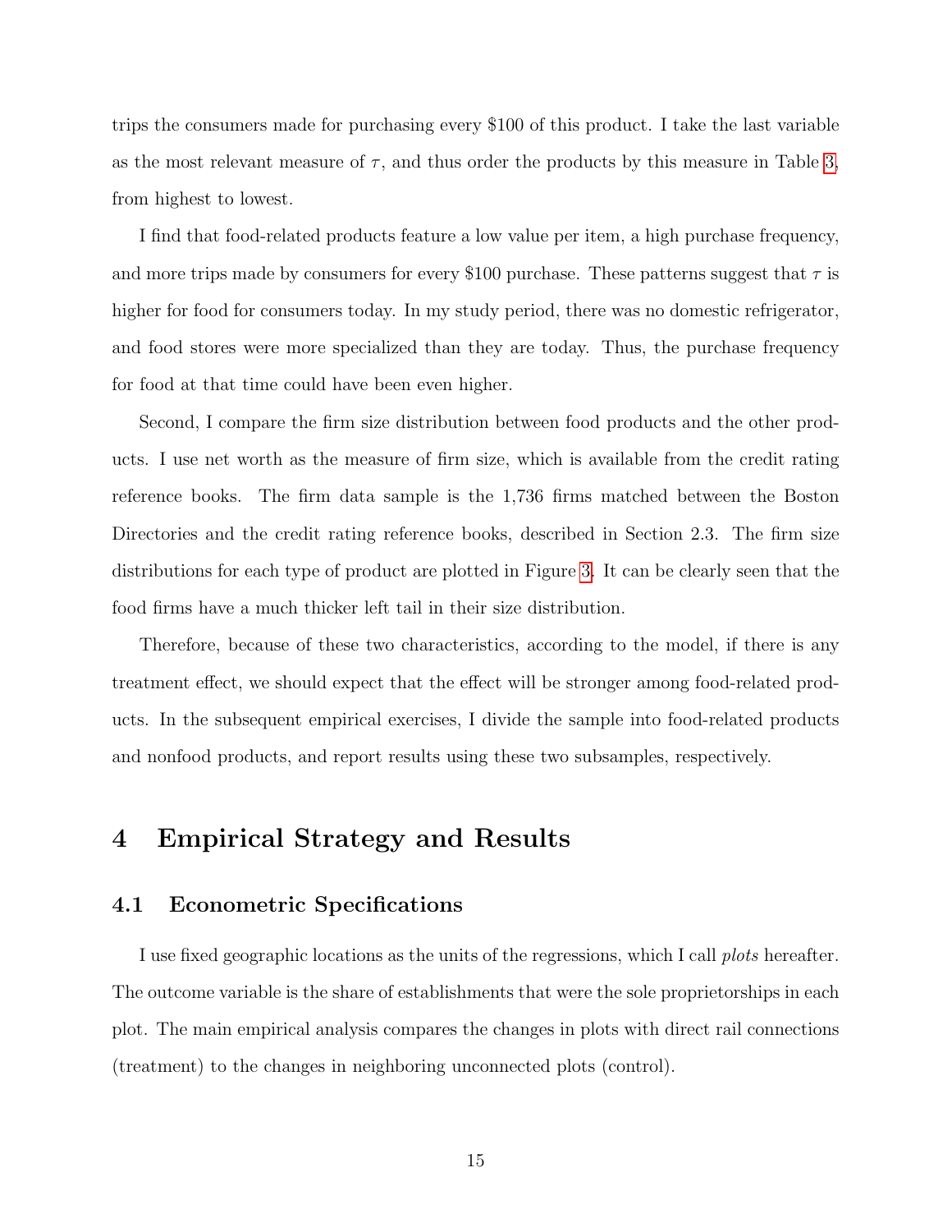trips the consumers made for purchasing every $100 of this product. I take the last variable as the most relevant measure of $\tau$, and thus order the products by this measure in Table 3, from highest to lowest.

I find that food-related products feature a low value per item, a high purchase frequency, and more trips made by consumers for every $100 purchase. These patterns suggest that $\tau$ is higher for food for consumers today. In my study period, there was no domestic refrigerator, and food stores were more specialized than they are today. Thus, the purchase frequency for food at that time could have been even higher.

Second, I compare the firm size distribution between food products and the other products. I use net worth as the measure of firm size, which is available from the credit rating reference books. The firm data sample is the 1,736 firms matched between the Boston Directories and the credit rating reference books, described in Section 2.3. The firm size distributions for each type of product are plotted in Figure 3. It can be clearly seen that the food firms have a much thicker left tail in their size distribution.

Therefore, because of these two characteristics, according to the model, if there is any treatment effect, we should expect that the effect will be stronger among food-related products. In the subsequent empirical exercises, I divide the sample into food-related products and nonfood products, and report results using these two subsamples, respectively.

# 4 Empirical Strategy and Results

## 4.1 Econometric Specifications

I use fixed geographic locations as the units of the regressions, which I call *plots* hereafter. The outcome variable is the share of establishments that were the sole proprietorships in each plot. The main empirical analysis compares the changes in plots with direct rail connections (treatment) to the changes in neighboring unconnected plots (control).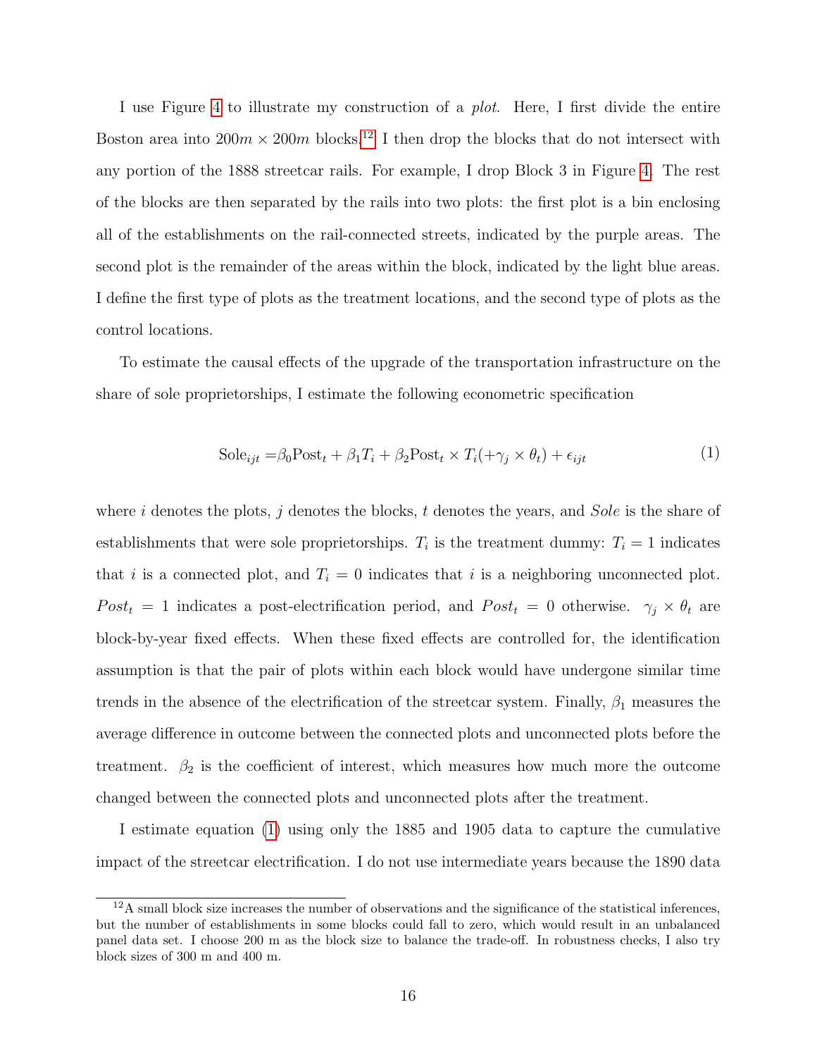I use Figure 4 to illustrate my construction of a *plot*. Here, I first divide the entire Boston area into $200m \times 200m$ blocks.[12] I then drop the blocks that do not intersect with any portion of the 1888 streetcar rails. For example, I drop Block 3 in Figure 4. The rest of the blocks are then separated by the rails into two plots: the first plot is a bin enclosing all of the establishments on the rail-connected streets, indicated by the purple areas. The second plot is the remainder of the areas within the block, indicated by the light blue areas. I define the first type of plots as the treatment locations, and the second type of plots as the control locations.

To estimate the causal effects of the upgrade of the transportation infrastructure on the share of sole proprietorships, I estimate the following econometric specification

$$\text{Sole}_{ijt} = \beta_0 \text{Post}_t + \beta_1 T_i + \beta_2 \text{Post}_t \times T_i (+\gamma_j \times \theta_t) + \epsilon_{ijt} \tag{1}$$

where $i$ denotes the plots, $j$ denotes the blocks, $t$ denotes the years, and *Sole* is the share of establishments that were sole proprietorships. $T_i$ is the treatment dummy: $T_i = 1$ indicates that $i$ is a connected plot, and $T_i = 0$ indicates that $i$ is a neighboring unconnected plot. $Post_t = 1$ indicates a post-electrification period, and $Post_t = 0$ otherwise. $\gamma_j \times \theta_t$ are block-by-year fixed effects. When these fixed effects are controlled for, the identification assumption is that the pair of plots within each block would have undergone similar time trends in the absence of the electrification of the streetcar system. Finally, $\beta_1$ measures the average difference in outcome between the connected plots and unconnected plots before the treatment. $\beta_2$ is the coefficient of interest, which measures how much more the outcome changed between the connected plots and unconnected plots after the treatment.

I estimate equation (1) using only the 1885 and 1905 data to capture the cumulative impact of the streetcar electrification. I do not use intermediate years because the 1890 data

[12] A small block size increases the number of observations and the significance of the statistical inferences, but the number of establishments in some blocks could fall to zero, which would result in an unbalanced panel data set. I choose 200 m as the block size to balance the trade-off. In robustness checks, I also try block sizes of 300 m and 400 m.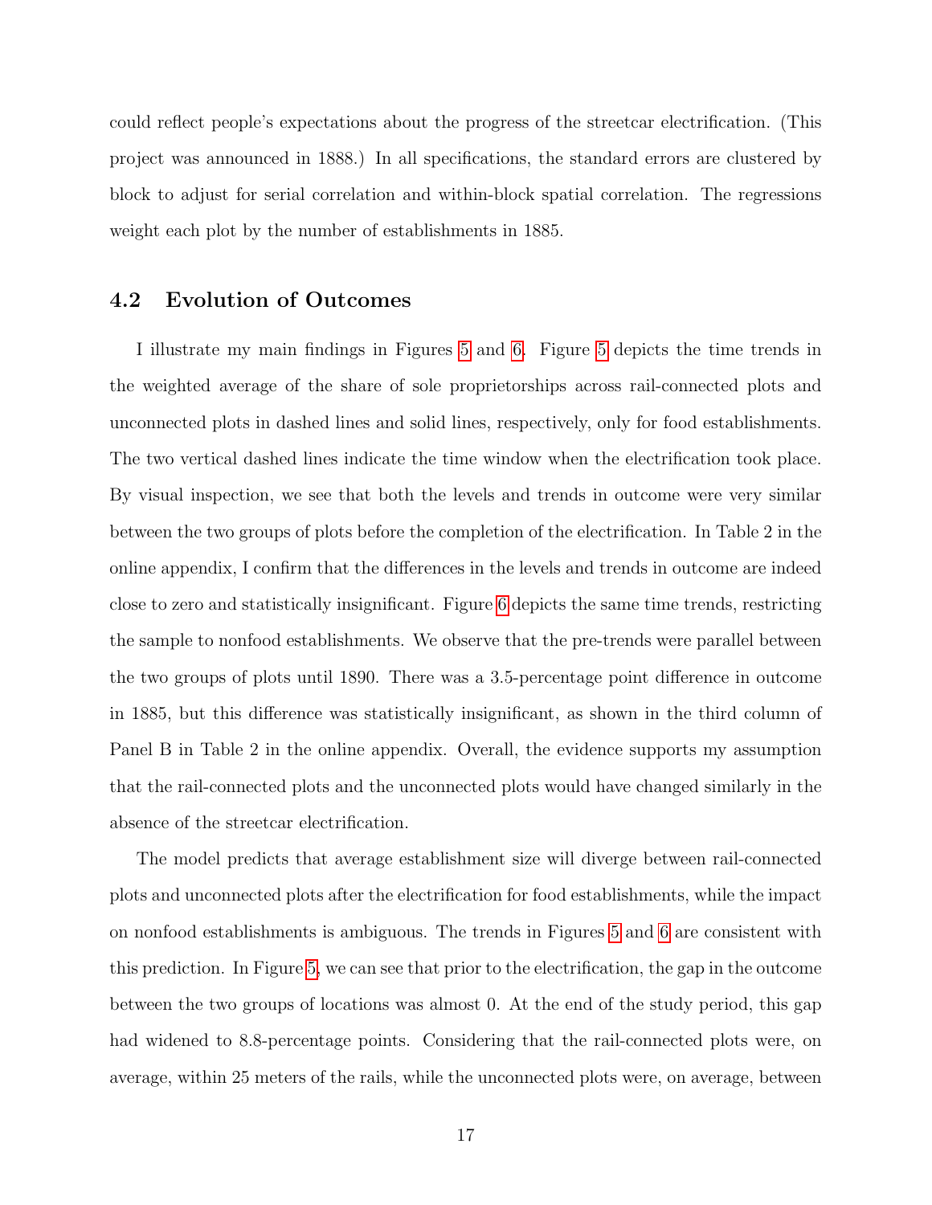could reflect people's expectations about the progress of the streetcar electrification. (This project was announced in 1888.) In all specifications, the standard errors are clustered by block to adjust for serial correlation and within-block spatial correlation. The regressions weight each plot by the number of establishments in 1885.

### 4.2 Evolution of Outcomes

I illustrate my main findings in Figures 5 and 6. Figure 5 depicts the time trends in the weighted average of the share of sole proprietorships across rail-connected plots and unconnected plots in dashed lines and solid lines, respectively, only for food establishments. The two vertical dashed lines indicate the time window when the electrification took place. By visual inspection, we see that both the levels and trends in outcome were very similar between the two groups of plots before the completion of the electrification. In Table 2 in the online appendix, I confirm that the differences in the levels and trends in outcome are indeed close to zero and statistically insignificant. Figure 6 depicts the same time trends, restricting the sample to nonfood establishments. We observe that the pre-trends were parallel between the two groups of plots until 1890. There was a 3.5-percentage point difference in outcome in 1885, but this difference was statistically insignificant, as shown in the third column of Panel B in Table 2 in the online appendix. Overall, the evidence supports my assumption that the rail-connected plots and the unconnected plots would have changed similarly in the absence of the streetcar electrification.

The model predicts that average establishment size will diverge between rail-connected plots and unconnected plots after the electrification for food establishments, while the impact on nonfood establishments is ambiguous. The trends in Figures 5 and 6 are consistent with this prediction. In Figure 5, we can see that prior to the electrification, the gap in the outcome between the two groups of locations was almost 0. At the end of the study period, this gap had widened to 8.8-percentage points. Considering that the rail-connected plots were, on average, within 25 meters of the rails, while the unconnected plots were, on average, between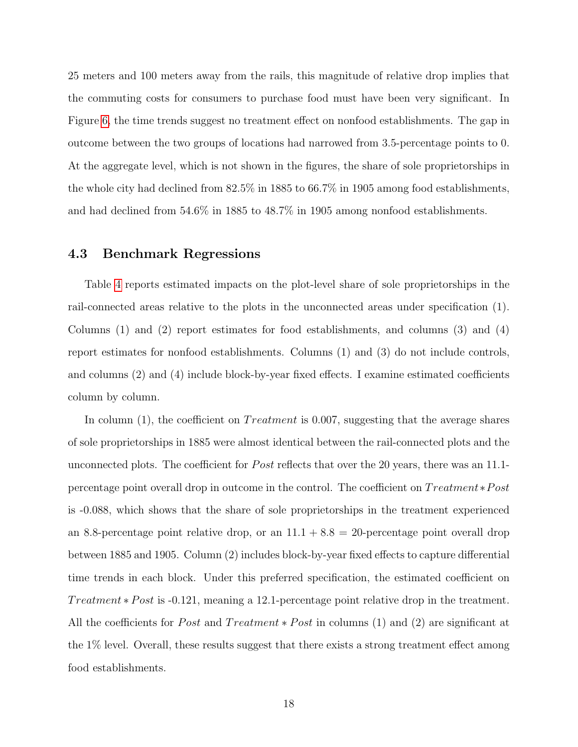25 meters and 100 meters away from the rails, this magnitude of relative drop implies that the commuting costs for consumers to purchase food must have been very significant. In Figure 6, the time trends suggest no treatment effect on nonfood establishments. The gap in outcome between the two groups of locations had narrowed from 3.5-percentage points to 0. At the aggregate level, which is not shown in the figures, the share of sole proprietorships in the whole city had declined from 82.5% in 1885 to 66.7% in 1905 among food establishments, and had declined from 54.6% in 1885 to 48.7% in 1905 among nonfood establishments.

### 4.3 Benchmark Regressions

Table 4 reports estimated impacts on the plot-level share of sole proprietorships in the rail-connected areas relative to the plots in the unconnected areas under specification (1). Columns (1) and (2) report estimates for food establishments, and columns (3) and (4) report estimates for nonfood establishments. Columns (1) and (3) do not include controls, and columns (2) and (4) include block-by-year fixed effects. I examine estimated coefficients column by column.

In column (1), the coefficient on $Treatment$ is 0.007, suggesting that the average shares of sole proprietorships in 1885 were almost identical between the rail-connected plots and the unconnected plots. The coefficient for $Post$ reflects that over the 20 years, there was an 11.1-percentage point overall drop in outcome in the control. The coefficient on $Treatment*Post$ is -0.088, which shows that the share of sole proprietorships in the treatment experienced an 8.8-percentage point relative drop, or an $11.1 + 8.8 = 20$-percentage point overall drop between 1885 and 1905. Column (2) includes block-by-year fixed effects to capture differential time trends in each block. Under this preferred specification, the estimated coefficient on $Treatment*Post$ is -0.121, meaning a 12.1-percentage point relative drop in the treatment. All the coefficients for $Post$ and $Treatment*Post$ in columns (1) and (2) are significant at the 1% level. Overall, these results suggest that there exists a strong treatment effect among food establishments.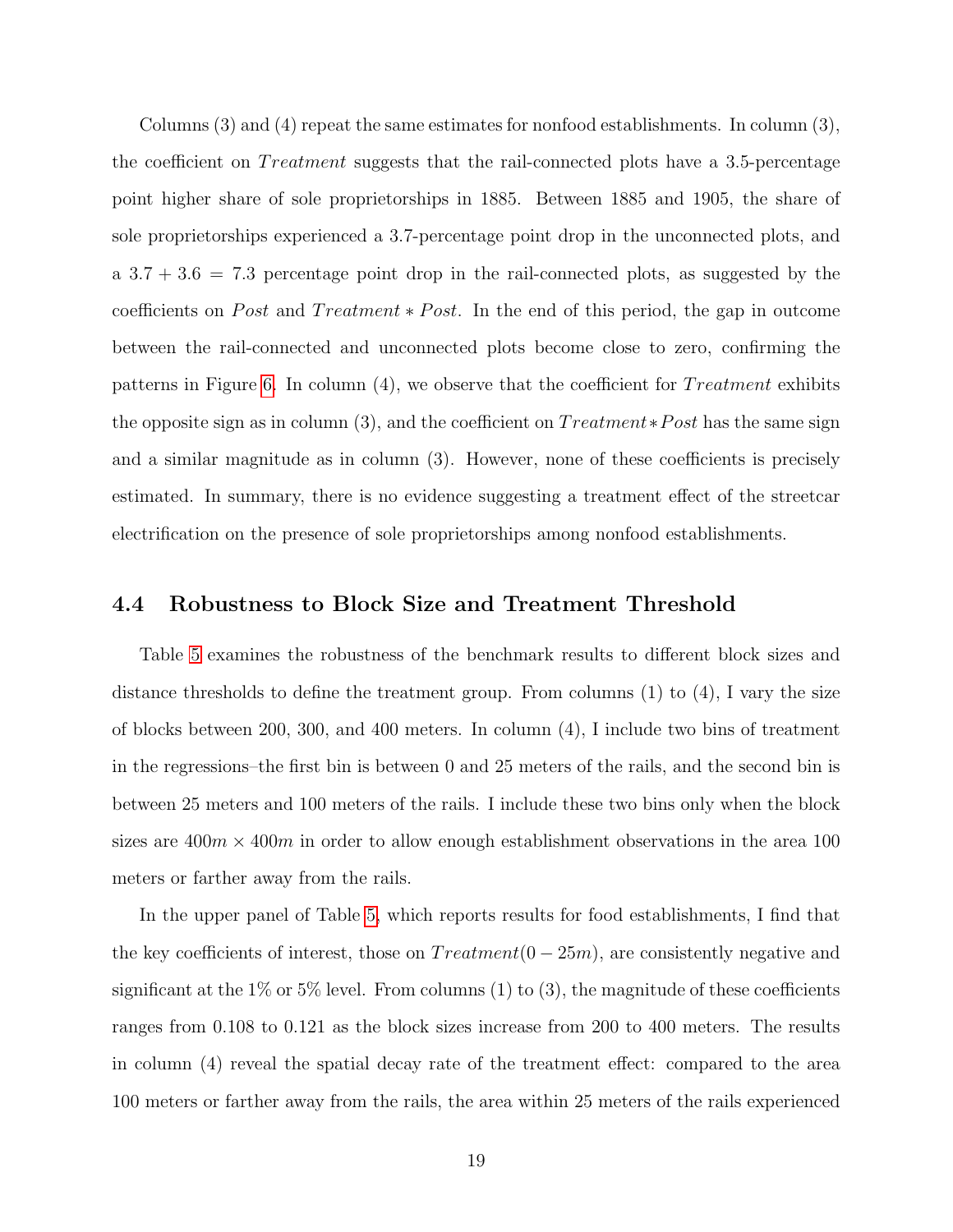Columns (3) and (4) repeat the same estimates for nonfood establishments. In column (3), the coefficient on $Treatment$ suggests that the rail-connected plots have a 3.5-percentage point higher share of sole proprietorships in 1885. Between 1885 and 1905, the share of sole proprietorships experienced a 3.7-percentage point drop in the unconnected plots, and a $3.7 + 3.6 = 7.3$ percentage point drop in the rail-connected plots, as suggested by the coefficients on $Post$ and $Treatment * Post$. In the end of this period, the gap in outcome between the rail-connected and unconnected plots become close to zero, confirming the patterns in Figure 6. In column (4), we observe that the coefficient for $Treatment$ exhibits the opposite sign as in column (3), and the coefficient on $Treatment * Post$ has the same sign and a similar magnitude as in column (3). However, none of these coefficients is precisely estimated. In summary, there is no evidence suggesting a treatment effect of the streetcar electrification on the presence of sole proprietorships among nonfood establishments.

### 4.4 Robustness to Block Size and Treatment Threshold

Table 5 examines the robustness of the benchmark results to different block sizes and distance thresholds to define the treatment group. From columns (1) to (4), I vary the size of blocks between 200, 300, and 400 meters. In column (4), I include two bins of treatment in the regressions–the first bin is between 0 and 25 meters of the rails, and the second bin is between 25 meters and 100 meters of the rails. I include these two bins only when the block sizes are $400m \times 400m$ in order to allow enough establishment observations in the area 100 meters or farther away from the rails.

In the upper panel of Table 5, which reports results for food establishments, I find that the key coefficients of interest, those on $Treatment(0-25m)$, are consistently negative and significant at the 1% or 5% level. From columns (1) to (3), the magnitude of these coefficients ranges from 0.108 to 0.121 as the block sizes increase from 200 to 400 meters. The results in column (4) reveal the spatial decay rate of the treatment effect: compared to the area 100 meters or farther away from the rails, the area within 25 meters of the rails experienced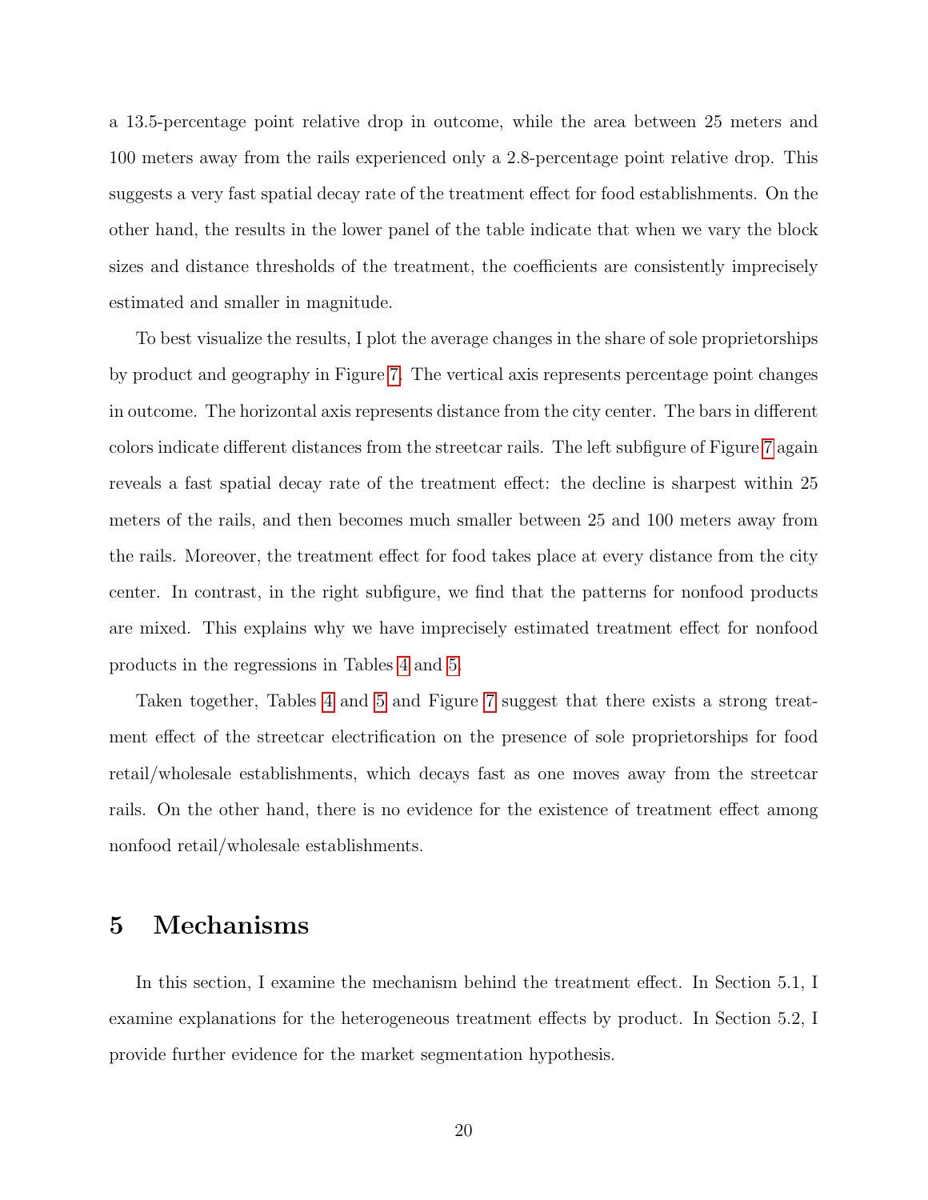a 13.5-percentage point relative drop in outcome, while the area between 25 meters and 100 meters away from the rails experienced only a 2.8-percentage point relative drop. This suggests a very fast spatial decay rate of the treatment effect for food establishments. On the other hand, the results in the lower panel of the table indicate that when we vary the block sizes and distance thresholds of the treatment, the coefficients are consistently imprecisely estimated and smaller in magnitude.

To best visualize the results, I plot the average changes in the share of sole proprietorships by product and geography in Figure 7. The vertical axis represents percentage point changes in outcome. The horizontal axis represents distance from the city center. The bars in different colors indicate different distances from the streetcar rails. The left subfigure of Figure 7 again reveals a fast spatial decay rate of the treatment effect: the decline is sharpest within 25 meters of the rails, and then becomes much smaller between 25 and 100 meters away from the rails. Moreover, the treatment effect for food takes place at every distance from the city center. In contrast, in the right subfigure, we find that the patterns for nonfood products are mixed. This explains why we have imprecisely estimated treatment effect for nonfood products in the regressions in Tables 4 and 5.

Taken together, Tables 4 and 5 and Figure 7 suggest that there exists a strong treatment effect of the streetcar electrification on the presence of sole proprietorships for food retail/wholesale establishments, which decays fast as one moves away from the streetcar rails. On the other hand, there is no evidence for the existence of treatment effect among nonfood retail/wholesale establishments.

# 5 Mechanisms

In this section, I examine the mechanism behind the treatment effect. In Section 5.1, I examine explanations for the heterogeneous treatment effects by product. In Section 5.2, I provide further evidence for the market segmentation hypothesis.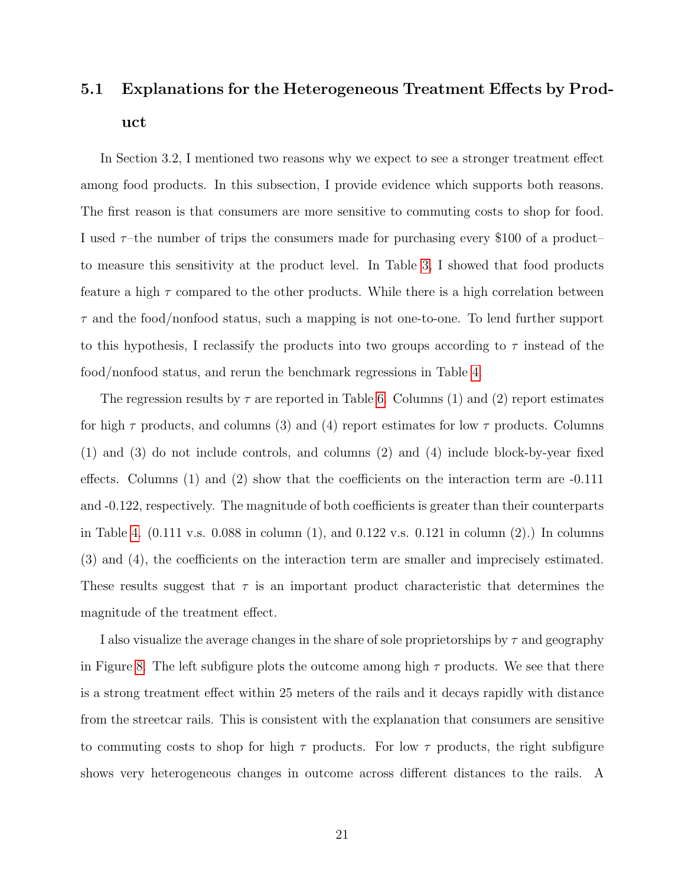### 5.1 Explanations for the Heterogeneous Treatment Effects by Product

In Section 3.2, I mentioned two reasons why we expect to see a stronger treatment effect among food products. In this subsection, I provide evidence which supports both reasons. The first reason is that consumers are more sensitive to commuting costs to shop for food. I used $\tau$–the number of trips the consumers made for purchasing every \$100 of a product–to measure this sensitivity at the product level. In Table 3, I showed that food products feature a high $\tau$ compared to the other products. While there is a high correlation between $\tau$ and the food/nonfood status, such a mapping is not one-to-one. To lend further support to this hypothesis, I reclassify the products into two groups according to $\tau$ instead of the food/nonfood status, and rerun the benchmark regressions in Table 4.

The regression results by $\tau$ are reported in Table 6. Columns (1) and (2) report estimates for high $\tau$ products, and columns (3) and (4) report estimates for low $\tau$ products. Columns (1) and (3) do not include controls, and columns (2) and (4) include block-by-year fixed effects. Columns (1) and (2) show that the coefficients on the interaction term are -0.111 and -0.122, respectively. The magnitude of both coefficients is greater than their counterparts in Table 4. (0.111 v.s. 0.088 in column (1), and 0.122 v.s. 0.121 in column (2).) In columns (3) and (4), the coefficients on the interaction term are smaller and imprecisely estimated. These results suggest that $\tau$ is an important product characteristic that determines the magnitude of the treatment effect.

I also visualize the average changes in the share of sole proprietorships by $\tau$ and geography in Figure 8. The left subfigure plots the outcome among high $\tau$ products. We see that there is a strong treatment effect within 25 meters of the rails and it decays rapidly with distance from the streetcar rails. This is consistent with the explanation that consumers are sensitive to commuting costs to shop for high $\tau$ products. For low $\tau$ products, the right subfigure shows very heterogeneous changes in outcome across different distances to the rails. A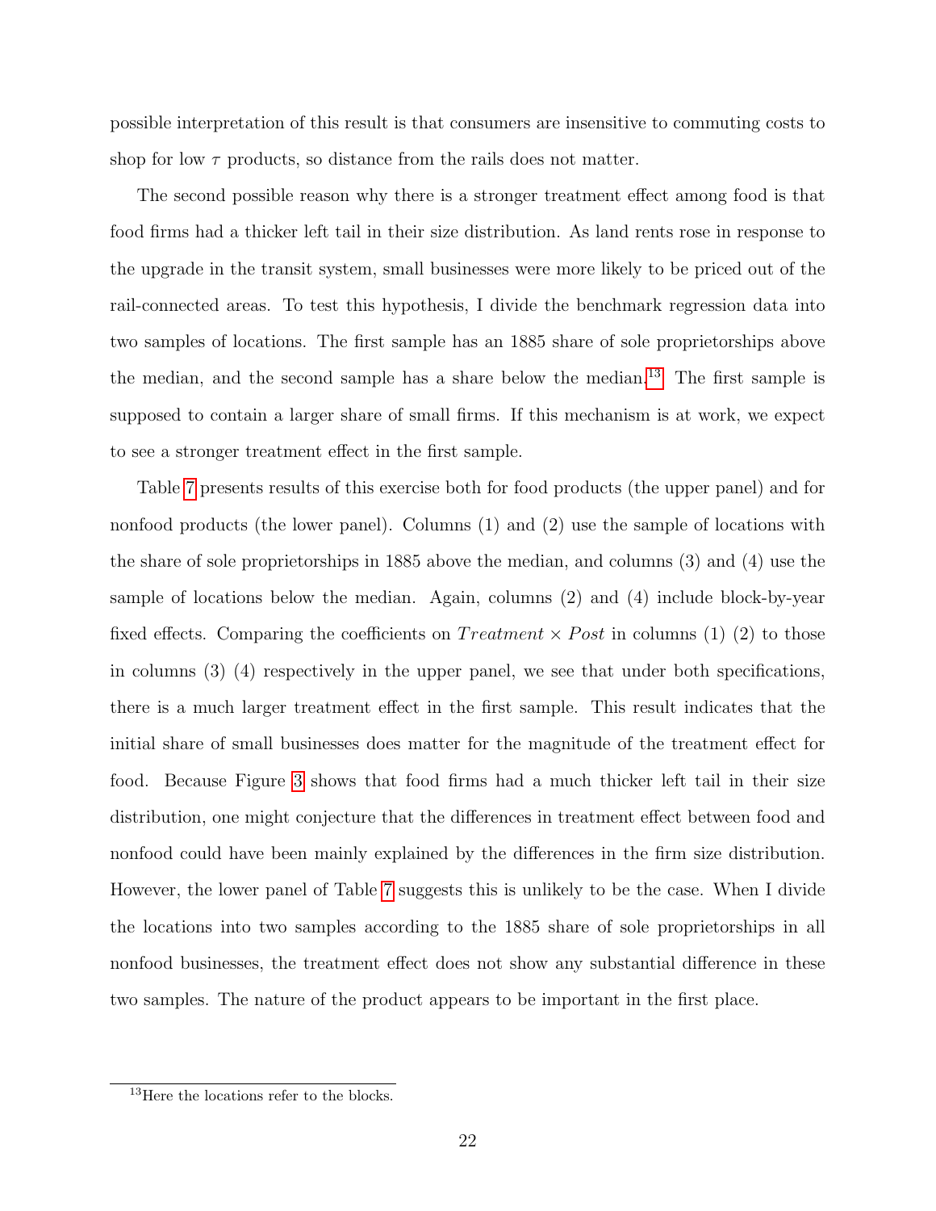possible interpretation of this result is that consumers are insensitive to commuting costs to shop for low $\tau$ products, so distance from the rails does not matter.

The second possible reason why there is a stronger treatment effect among food is that food firms had a thicker left tail in their size distribution. As land rents rose in response to the upgrade in the transit system, small businesses were more likely to be priced out of the rail-connected areas. To test this hypothesis, I divide the benchmark regression data into two samples of locations. The first sample has an 1885 share of sole proprietorships above the median, and the second sample has a share below the median.[13] The first sample is supposed to contain a larger share of small firms. If this mechanism is at work, we expect to see a stronger treatment effect in the first sample.

Table 7 presents results of this exercise both for food products (the upper panel) and for nonfood products (the lower panel). Columns (1) and (2) use the sample of locations with the share of sole proprietorships in 1885 above the median, and columns (3) and (4) use the sample of locations below the median. Again, columns (2) and (4) include block-by-year fixed effects. Comparing the coefficients on $Treatment \times Post$ in columns (1) (2) to those in columns (3) (4) respectively in the upper panel, we see that under both specifications, there is a much larger treatment effect in the first sample. This result indicates that the initial share of small businesses does matter for the magnitude of the treatment effect for food. Because Figure 3 shows that food firms had a much thicker left tail in their size distribution, one might conjecture that the differences in treatment effect between food and nonfood could have been mainly explained by the differences in the firm size distribution. However, the lower panel of Table 7 suggests this is unlikely to be the case. When I divide the locations into two samples according to the 1885 share of sole proprietorships in all nonfood businesses, the treatment effect does not show any substantial difference in these two samples. The nature of the product appears to be important in the first place.

[13] Here the locations refer to the blocks.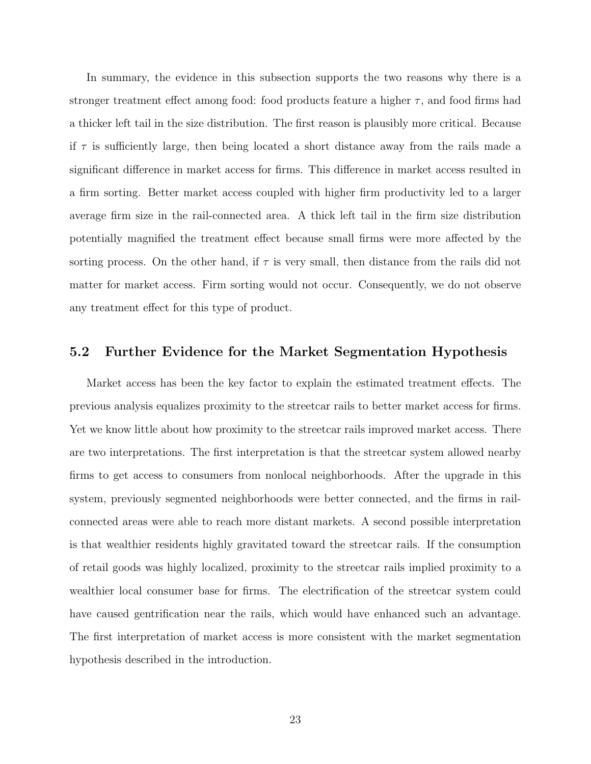In summary, the evidence in this subsection supports the two reasons why there is a stronger treatment effect among food: food products feature a higher $\tau$, and food firms had a thicker left tail in the size distribution. The first reason is plausibly more critical. Because if $\tau$ is sufficiently large, then being located a short distance away from the rails made a significant difference in market access for firms. This difference in market access resulted in a firm sorting. Better market access coupled with higher firm productivity led to a larger average firm size in the rail-connected area. A thick left tail in the firm size distribution potentially magnified the treatment effect because small firms were more affected by the sorting process. On the other hand, if $\tau$ is very small, then distance from the rails did not matter for market access. Firm sorting would not occur. Consequently, we do not observe any treatment effect for this type of product.

## 5.2 Further Evidence for the Market Segmentation Hypothesis

Market access has been the key factor to explain the estimated treatment effects. The previous analysis equalizes proximity to the streetcar rails to better market access for firms. Yet we know little about how proximity to the streetcar rails improved market access. There are two interpretations. The first interpretation is that the streetcar system allowed nearby firms to get access to consumers from nonlocal neighborhoods. After the upgrade in this system, previously segmented neighborhoods were better connected, and the firms in rail-connected areas were able to reach more distant markets. A second possible interpretation is that wealthier residents highly gravitated toward the streetcar rails. If the consumption of retail goods was highly localized, proximity to the streetcar rails implied proximity to a wealthier local consumer base for firms. The electrification of the streetcar system could have caused gentrification near the rails, which would have enhanced such an advantage. The first interpretation of market access is more consistent with the market segmentation hypothesis described in the introduction.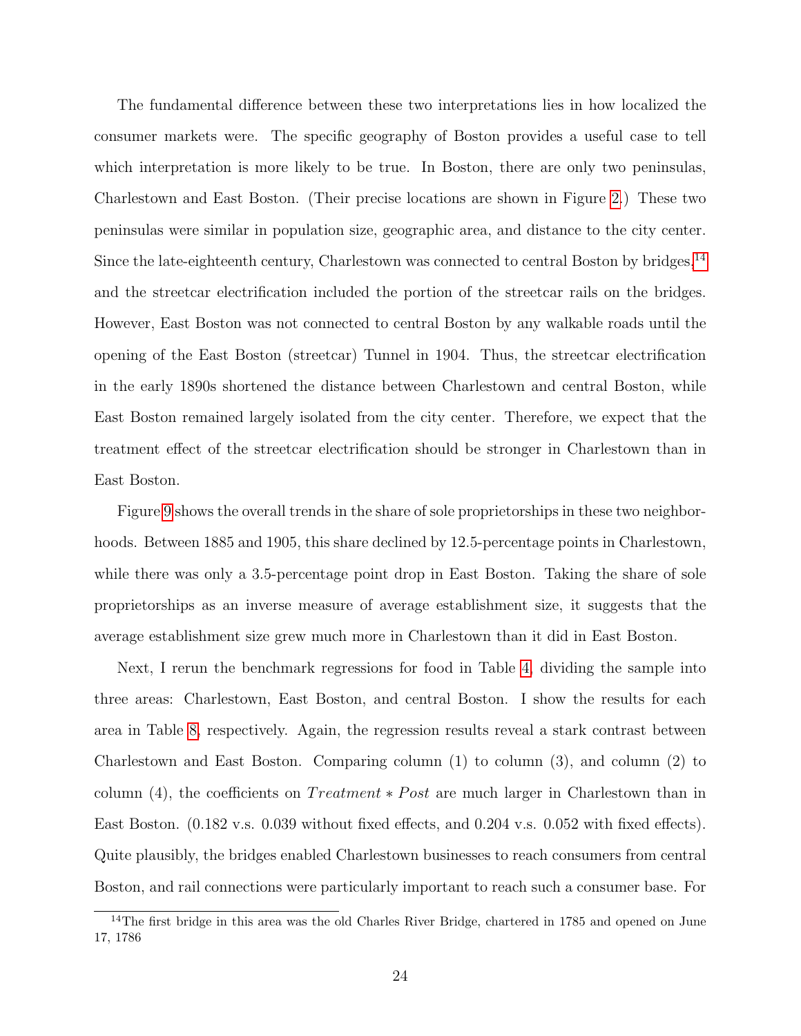The fundamental difference between these two interpretations lies in how localized the consumer markets were. The specific geography of Boston provides a useful case to tell which interpretation is more likely to be true. In Boston, there are only two peninsulas, Charlestown and East Boston. (Their precise locations are shown in Figure 2.) These two peninsulas were similar in population size, geographic area, and distance to the city center. Since the late-eighteenth century, Charlestown was connected to central Boston by bridges,[14] and the streetcar electrification included the portion of the streetcar rails on the bridges. However, East Boston was not connected to central Boston by any walkable roads until the opening of the East Boston (streetcar) Tunnel in 1904. Thus, the streetcar electrification in the early 1890s shortened the distance between Charlestown and central Boston, while East Boston remained largely isolated from the city center. Therefore, we expect that the treatment effect of the streetcar electrification should be stronger in Charlestown than in East Boston.

Figure 9 shows the overall trends in the share of sole proprietorships in these two neighborhoods. Between 1885 and 1905, this share declined by 12.5-percentage points in Charlestown, while there was only a 3.5-percentage point drop in East Boston. Taking the share of sole proprietorships as an inverse measure of average establishment size, it suggests that the average establishment size grew much more in Charlestown than it did in East Boston.

Next, I rerun the benchmark regressions for food in Table 4, dividing the sample into three areas: Charlestown, East Boston, and central Boston. I show the results for each area in Table 8, respectively. Again, the regression results reveal a stark contrast between Charlestown and East Boston. Comparing column (1) to column (3), and column (2) to column (4), the coefficients on $Treatment * Post$ are much larger in Charlestown than in East Boston. (0.182 v.s. 0.039 without fixed effects, and 0.204 v.s. 0.052 with fixed effects). Quite plausibly, the bridges enabled Charlestown businesses to reach consumers from central Boston, and rail connections were particularly important to reach such a consumer base. For

[14] The first bridge in this area was the old Charles River Bridge, chartered in 1785 and opened on June 17, 1786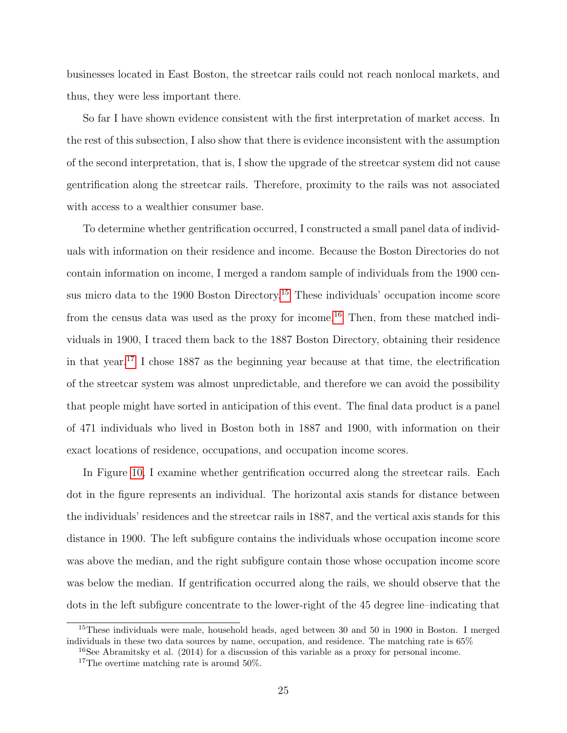businesses located in East Boston, the streetcar rails could not reach nonlocal markets, and thus, they were less important there.

So far I have shown evidence consistent with the first interpretation of market access. In the rest of this subsection, I also show that there is evidence inconsistent with the assumption of the second interpretation, that is, I show the upgrade of the streetcar system did not cause gentrification along the streetcar rails. Therefore, proximity to the rails was not associated with access to a wealthier consumer base.

To determine whether gentrification occurred, I constructed a small panel data of individuals with information on their residence and income. Because the Boston Directories do not contain information on income, I merged a random sample of individuals from the 1900 census micro data to the 1900 Boston Directory.[15] These individuals' occupation income score from the census data was used as the proxy for income.[16] Then, from these matched individuals in 1900, I traced them back to the 1887 Boston Directory, obtaining their residence in that year.[17] I chose 1887 as the beginning year because at that time, the electrification of the streetcar system was almost unpredictable, and therefore we can avoid the possibility that people might have sorted in anticipation of this event. The final data product is a panel of 471 individuals who lived in Boston both in 1887 and 1900, with information on their exact locations of residence, occupations, and occupation income scores.

In Figure 10, I examine whether gentrification occurred along the streetcar rails. Each dot in the figure represents an individual. The horizontal axis stands for distance between the individuals' residences and the streetcar rails in 1887, and the vertical axis stands for this distance in 1900. The left subfigure contains the individuals whose occupation income score was above the median, and the right subfigure contain those whose occupation income score was below the median. If gentrification occurred along the rails, we should observe that the dots in the left subfigure concentrate to the lower-right of the 45 degree line–indicating that

---

[15] These individuals were male, household heads, aged between 30 and 50 in 1900 in Boston. I merged individuals in these two data sources by name, occupation, and residence. The matching rate is 65%

[16] See Abramitsky et al. (2014) for a discussion of this variable as a proxy for personal income.

[17] The overtime matching rate is around 50%.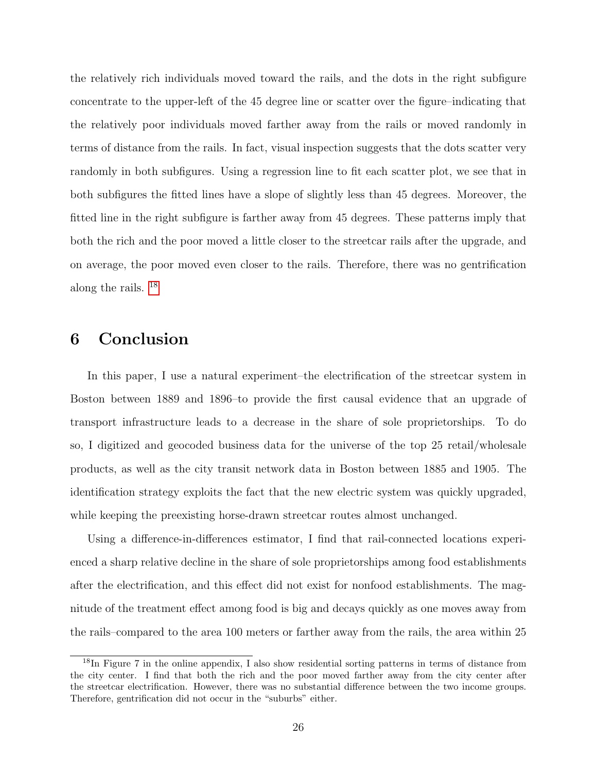the relatively rich individuals moved toward the rails, and the dots in the right subfigure concentrate to the upper-left of the 45 degree line or scatter over the figure–indicating that the relatively poor individuals moved farther away from the rails or moved randomly in terms of distance from the rails. In fact, visual inspection suggests that the dots scatter very randomly in both subfigures. Using a regression line to fit each scatter plot, we see that in both subfigures the fitted lines have a slope of slightly less than 45 degrees. Moreover, the fitted line in the right subfigure is farther away from 45 degrees. These patterns imply that both the rich and the poor moved a little closer to the streetcar rails after the upgrade, and on average, the poor moved even closer to the rails. Therefore, there was no gentrification along the rails. [18]

# 6 Conclusion

In this paper, I use a natural experiment–the electrification of the streetcar system in Boston between 1889 and 1896–to provide the first causal evidence that an upgrade of transport infrastructure leads to a decrease in the share of sole proprietorships. To do so, I digitized and geocoded business data for the universe of the top 25 retail/wholesale products, as well as the city transit network data in Boston between 1885 and 1905. The identification strategy exploits the fact that the new electric system was quickly upgraded, while keeping the preexisting horse-drawn streetcar routes almost unchanged.

Using a difference-in-differences estimator, I find that rail-connected locations experienced a sharp relative decline in the share of sole proprietorships among food establishments after the electrification, and this effect did not exist for nonfood establishments. The magnitude of the treatment effect among food is big and decays quickly as one moves away from the rails–compared to the area 100 meters or farther away from the rails, the area within 25

[18] In Figure 7 in the online appendix, I also show residential sorting patterns in terms of distance from the city center. I find that both the rich and the poor moved farther away from the city center after the streetcar electrification. However, there was no substantial difference between the two income groups. Therefore, gentrification did not occur in the "suburbs" either.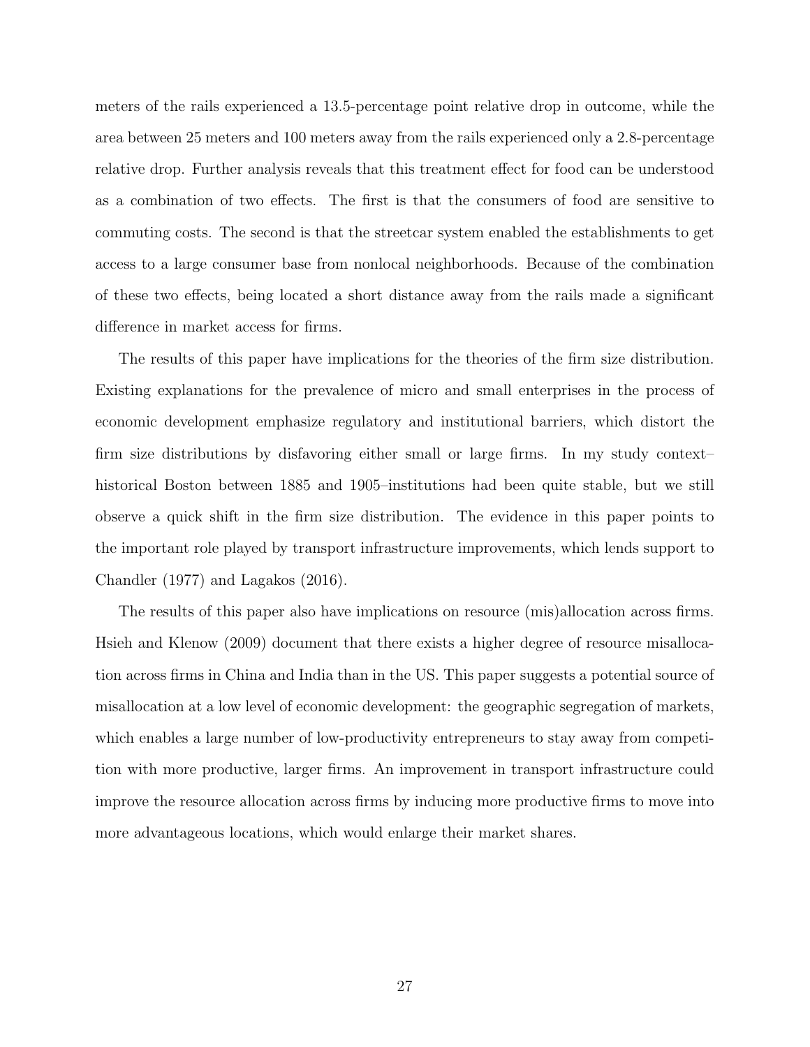meters of the rails experienced a 13.5-percentage point relative drop in outcome, while the area between 25 meters and 100 meters away from the rails experienced only a 2.8-percentage relative drop. Further analysis reveals that this treatment effect for food can be understood as a combination of two effects. The first is that the consumers of food are sensitive to commuting costs. The second is that the streetcar system enabled the establishments to get access to a large consumer base from nonlocal neighborhoods. Because of the combination of these two effects, being located a short distance away from the rails made a significant difference in market access for firms.

The results of this paper have implications for the theories of the firm size distribution. Existing explanations for the prevalence of micro and small enterprises in the process of economic development emphasize regulatory and institutional barriers, which distort the firm size distributions by disfavoring either small or large firms. In my study context–historical Boston between 1885 and 1905–institutions had been quite stable, but we still observe a quick shift in the firm size distribution. The evidence in this paper points to the important role played by transport infrastructure improvements, which lends support to Chandler (1977) and Lagakos (2016).

The results of this paper also have implications on resource (mis)allocation across firms. Hsieh and Klenow (2009) document that there exists a higher degree of resource misallocation across firms in China and India than in the US. This paper suggests a potential source of misallocation at a low level of economic development: the geographic segregation of markets, which enables a large number of low-productivity entrepreneurs to stay away from competition with more productive, larger firms. An improvement in transport infrastructure could improve the resource allocation across firms by inducing more productive firms to move into more advantageous locations, which would enlarge their market shares.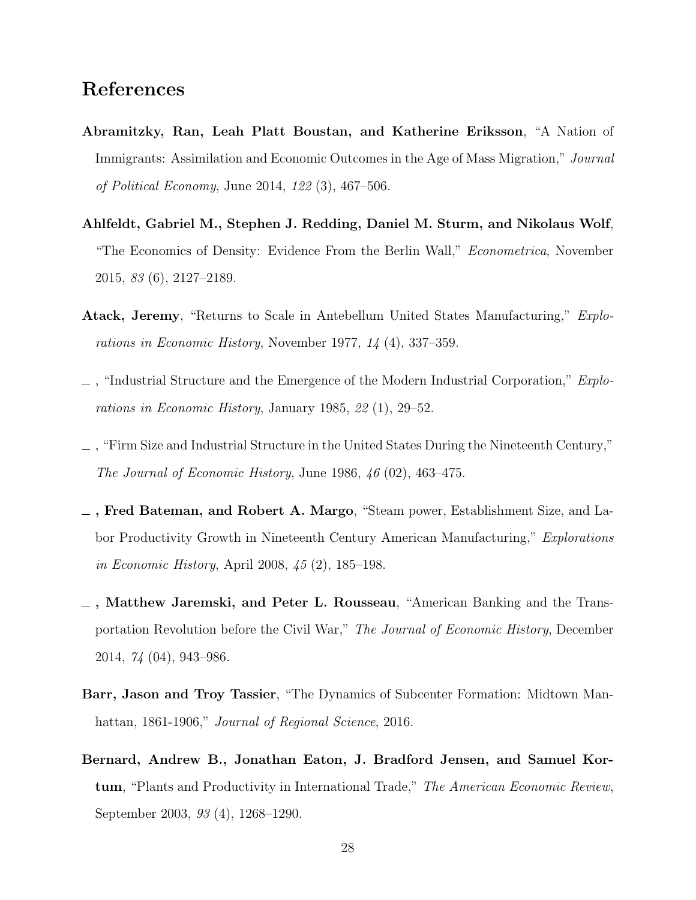## References

**Abramitzky, Ran, Leah Platt Boustan, and Katherine Eriksson**, "A Nation of Immigrants: Assimilation and Economic Outcomes in the Age of Mass Migration," *Journal of Political Economy*, June 2014, *122* (3), 467–506.

**Ahlfeldt, Gabriel M., Stephen J. Redding, Daniel M. Sturm, and Nikolaus Wolf**, "The Economics of Density: Evidence From the Berlin Wall," *Econometrica*, November 2015, *83* (6), 2127–2189.

**Atack, Jeremy**, "Returns to Scale in Antebellum United States Manufacturing," *Explorations in Economic History*, November 1977, *14* (4), 337–359.

_ , "Industrial Structure and the Emergence of the Modern Industrial Corporation," *Explorations in Economic History*, January 1985, *22* (1), 29–52.

_ , "Firm Size and Industrial Structure in the United States During the Nineteenth Century," *The Journal of Economic History*, June 1986, *46* (02), 463–475.

**_ , Fred Bateman, and Robert A. Margo**, "Steam power, Establishment Size, and Labor Productivity Growth in Nineteenth Century American Manufacturing," *Explorations in Economic History*, April 2008, *45* (2), 185–198.

**_ , Matthew Jaremski, and Peter L. Rousseau**, "American Banking and the Transportation Revolution before the Civil War," *The Journal of Economic History*, December 2014, *74* (04), 943–986.

**Barr, Jason and Troy Tassier**, "The Dynamics of Subcenter Formation: Midtown Manhattan, 1861-1906," *Journal of Regional Science*, 2016.

**Bernard, Andrew B., Jonathan Eaton, J. Bradford Jensen, and Samuel Kortum**, "Plants and Productivity in International Trade," *The American Economic Review*, September 2003, *93* (4), 1268–1290.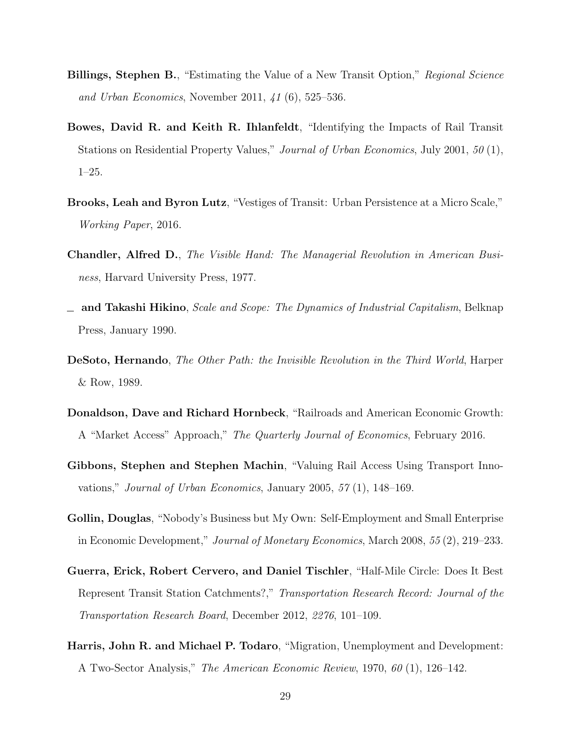**Billings, Stephen B.**, "Estimating the Value of a New Transit Option," *Regional Science and Urban Economics*, November 2011, *41* (6), 525–536.

**Bowes, David R. and Keith R. Ihlanfeldt**, "Identifying the Impacts of Rail Transit Stations on Residential Property Values," *Journal of Urban Economics*, July 2001, *50* (1), 1–25.

**Brooks, Leah and Byron Lutz**, "Vestiges of Transit: Urban Persistence at a Micro Scale," *Working Paper*, 2016.

**Chandler, Alfred D.**, *The Visible Hand: The Managerial Revolution in American Business*, Harvard University Press, 1977.

_ **and Takashi Hikino**, *Scale and Scope: The Dynamics of Industrial Capitalism*, Belknap Press, January 1990.

**DeSoto, Hernando**, *The Other Path: the Invisible Revolution in the Third World*, Harper & Row, 1989.

**Donaldson, Dave and Richard Hornbeck**, "Railroads and American Economic Growth: A "Market Access" Approach," *The Quarterly Journal of Economics*, February 2016.

**Gibbons, Stephen and Stephen Machin**, "Valuing Rail Access Using Transport Innovations," *Journal of Urban Economics*, January 2005, *57* (1), 148–169.

**Gollin, Douglas**, "Nobody's Business but My Own: Self-Employment and Small Enterprise in Economic Development," *Journal of Monetary Economics*, March 2008, *55* (2), 219–233.

**Guerra, Erick, Robert Cervero, and Daniel Tischler**, "Half-Mile Circle: Does It Best Represent Transit Station Catchments?," *Transportation Research Record: Journal of the Transportation Research Board*, December 2012, *2276*, 101–109.

**Harris, John R. and Michael P. Todaro**, "Migration, Unemployment and Development: A Two-Sector Analysis," *The American Economic Review*, 1970, *60* (1), 126–142.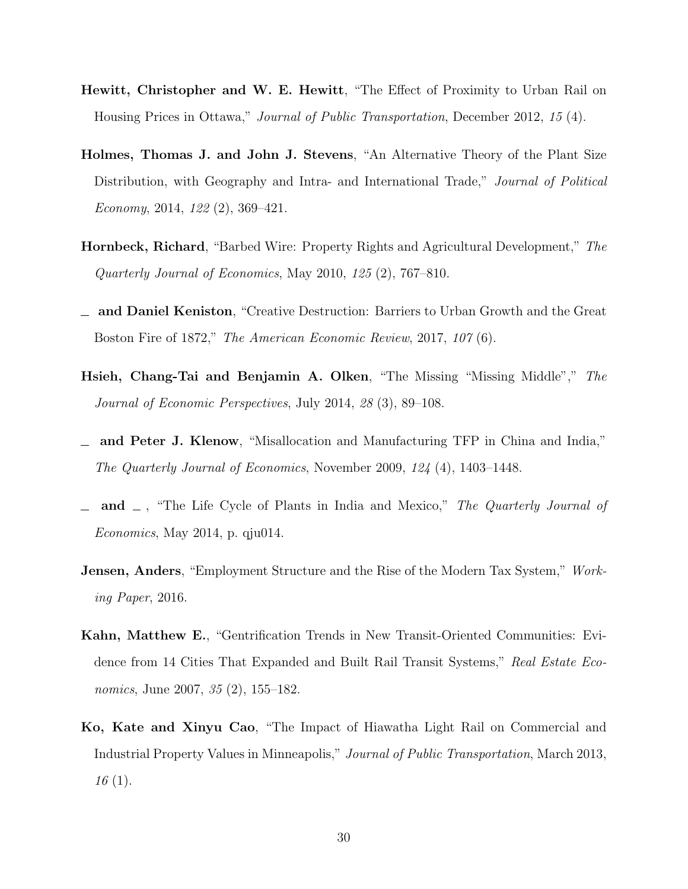**Hewitt, Christopher and W. E. Hewitt**, "The Effect of Proximity to Urban Rail on Housing Prices in Ottawa," *Journal of Public Transportation*, December 2012, *15* (4).

**Holmes, Thomas J. and John J. Stevens**, "An Alternative Theory of the Plant Size Distribution, with Geography and Intra- and International Trade," *Journal of Political Economy*, 2014, *122* (2), 369–421.

**Hornbeck, Richard**, "Barbed Wire: Property Rights and Agricultural Development," *The Quarterly Journal of Economics*, May 2010, *125* (2), 767–810.

_ **and Daniel Keniston**, "Creative Destruction: Barriers to Urban Growth and the Great Boston Fire of 1872," *The American Economic Review*, 2017, *107* (6).

**Hsieh, Chang-Tai and Benjamin A. Olken**, "The Missing "Missing Middle"," *The Journal of Economic Perspectives*, July 2014, *28* (3), 89–108.

_ **and Peter J. Klenow**, "Misallocation and Manufacturing TFP in China and India," *The Quarterly Journal of Economics*, November 2009, *124* (4), 1403–1448.

_ **and** _ , "The Life Cycle of Plants in India and Mexico," *The Quarterly Journal of Economics*, May 2014, p. qju014.

**Jensen, Anders**, "Employment Structure and the Rise of the Modern Tax System," *Working Paper*, 2016.

**Kahn, Matthew E.**, "Gentrification Trends in New Transit-Oriented Communities: Evidence from 14 Cities That Expanded and Built Rail Transit Systems," *Real Estate Economics*, June 2007, *35* (2), 155–182.

**Ko, Kate and Xinyu Cao**, "The Impact of Hiawatha Light Rail on Commercial and Industrial Property Values in Minneapolis," *Journal of Public Transportation*, March 2013, *16* (1).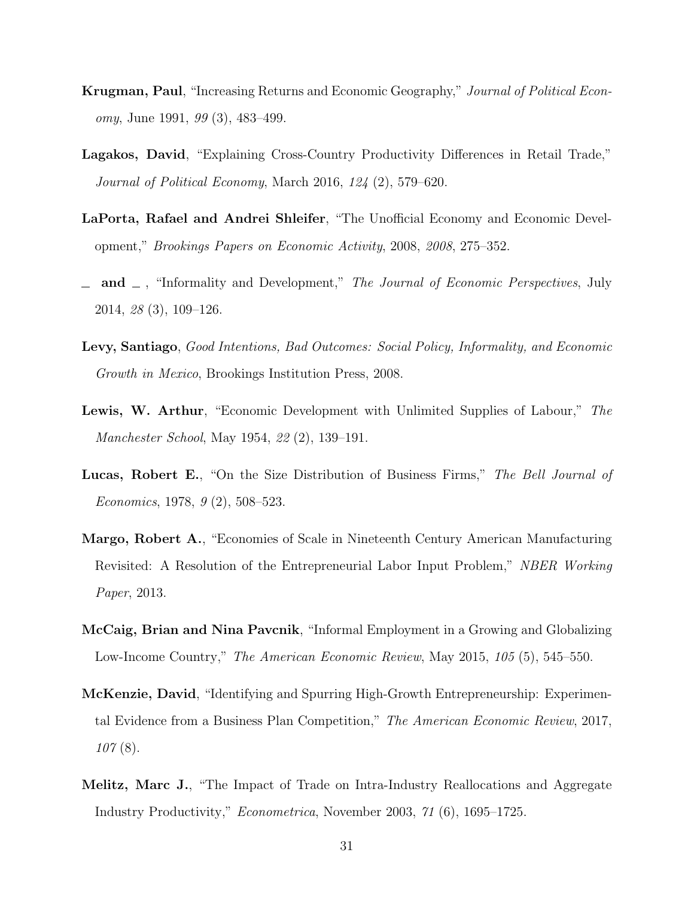**Krugman, Paul**, "Increasing Returns and Economic Geography," *Journal of Political Economy*, June 1991, *99* (3), 483–499.

**Lagakos, David**, "Explaining Cross-Country Productivity Differences in Retail Trade," *Journal of Political Economy*, March 2016, *124* (2), 579–620.

**LaPorta, Rafael and Andrei Shleifer**, "The Unofficial Economy and Economic Development," *Brookings Papers on Economic Activity*, 2008, *2008*, 275–352.

**_ and _**, "Informality and Development," *The Journal of Economic Perspectives*, July 2014, *28* (3), 109–126.

**Levy, Santiago**, *Good Intentions, Bad Outcomes: Social Policy, Informality, and Economic Growth in Mexico*, Brookings Institution Press, 2008.

**Lewis, W. Arthur**, "Economic Development with Unlimited Supplies of Labour," *The Manchester School*, May 1954, *22* (2), 139–191.

**Lucas, Robert E.**, "On the Size Distribution of Business Firms," *The Bell Journal of Economics*, 1978, *9* (2), 508–523.

**Margo, Robert A.**, "Economies of Scale in Nineteenth Century American Manufacturing Revisited: A Resolution of the Entrepreneurial Labor Input Problem," *NBER Working Paper*, 2013.

**McCaig, Brian and Nina Pavcnik**, "Informal Employment in a Growing and Globalizing Low-Income Country," *The American Economic Review*, May 2015, *105* (5), 545–550.

**McKenzie, David**, "Identifying and Spurring High-Growth Entrepreneurship: Experimental Evidence from a Business Plan Competition," *The American Economic Review*, 2017, *107* (8).

**Melitz, Marc J.**, "The Impact of Trade on Intra-Industry Reallocations and Aggregate Industry Productivity," *Econometrica*, November 2003, *71* (6), 1695–1725.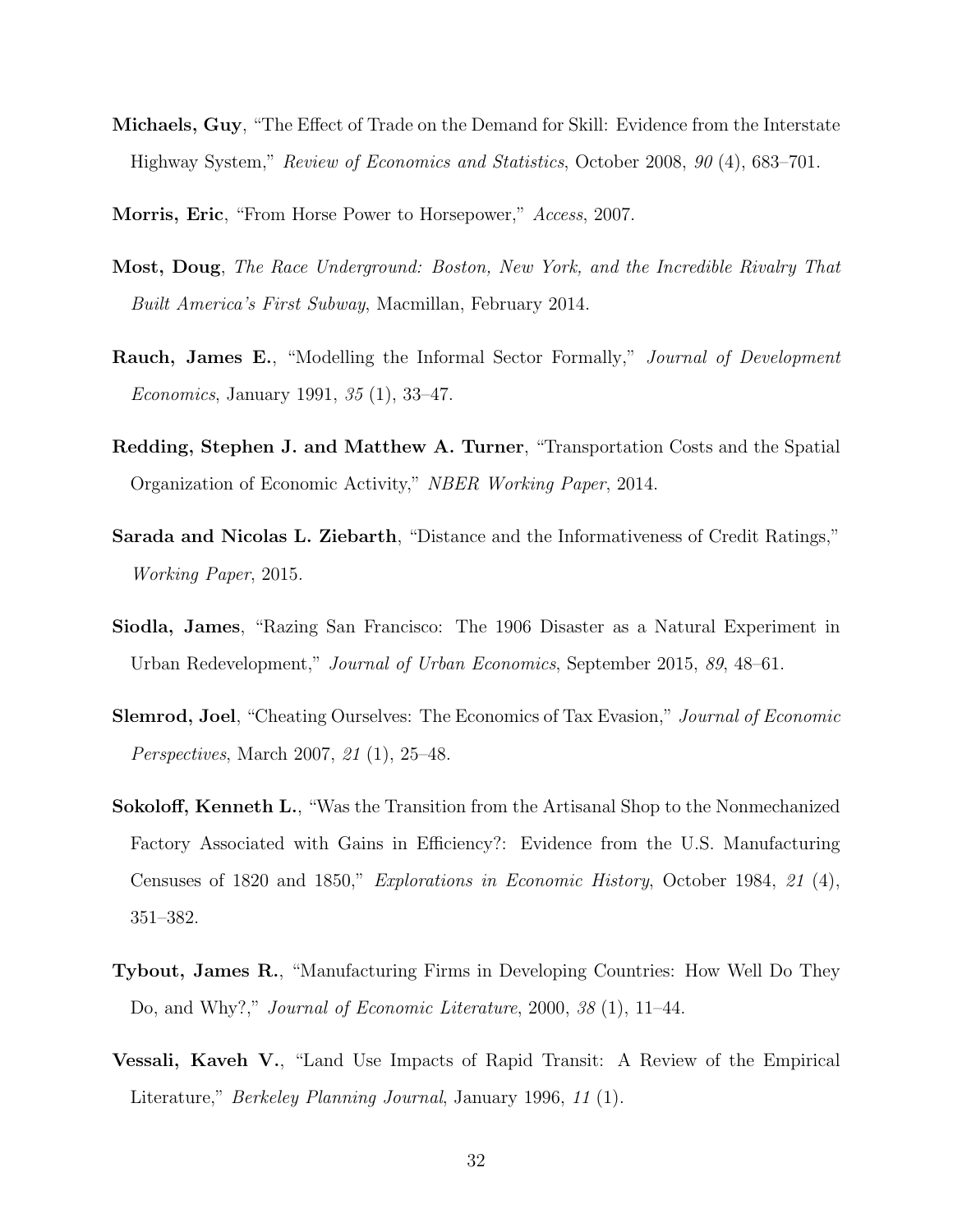**Michaels, Guy**, "The Effect of Trade on the Demand for Skill: Evidence from the Interstate Highway System," *Review of Economics and Statistics*, October 2008, *90* (4), 683–701.

**Morris, Eric**, "From Horse Power to Horsepower," *Access*, 2007.

**Most, Doug**, *The Race Underground: Boston, New York, and the Incredible Rivalry That Built America's First Subway*, Macmillan, February 2014.

**Rauch, James E.**, "Modelling the Informal Sector Formally," *Journal of Development Economics*, January 1991, *35* (1), 33–47.

**Redding, Stephen J. and Matthew A. Turner**, "Transportation Costs and the Spatial Organization of Economic Activity," *NBER Working Paper*, 2014.

**Sarada and Nicolas L. Ziebarth**, "Distance and the Informativeness of Credit Ratings," *Working Paper*, 2015.

**Siodla, James**, "Razing San Francisco: The 1906 Disaster as a Natural Experiment in Urban Redevelopment," *Journal of Urban Economics*, September 2015, *89*, 48–61.

**Slemrod, Joel**, "Cheating Ourselves: The Economics of Tax Evasion," *Journal of Economic Perspectives*, March 2007, *21* (1), 25–48.

**Sokoloff, Kenneth L.**, "Was the Transition from the Artisanal Shop to the Nonmechanized Factory Associated with Gains in Efficiency?: Evidence from the U.S. Manufacturing Censuses of 1820 and 1850," *Explorations in Economic History*, October 1984, *21* (4), 351–382.

**Tybout, James R.**, "Manufacturing Firms in Developing Countries: How Well Do They Do, and Why?," *Journal of Economic Literature*, 2000, *38* (1), 11–44.

**Vessali, Kaveh V.**, "Land Use Impacts of Rapid Transit: A Review of the Empirical Literature," *Berkeley Planning Journal*, January 1996, *11* (1).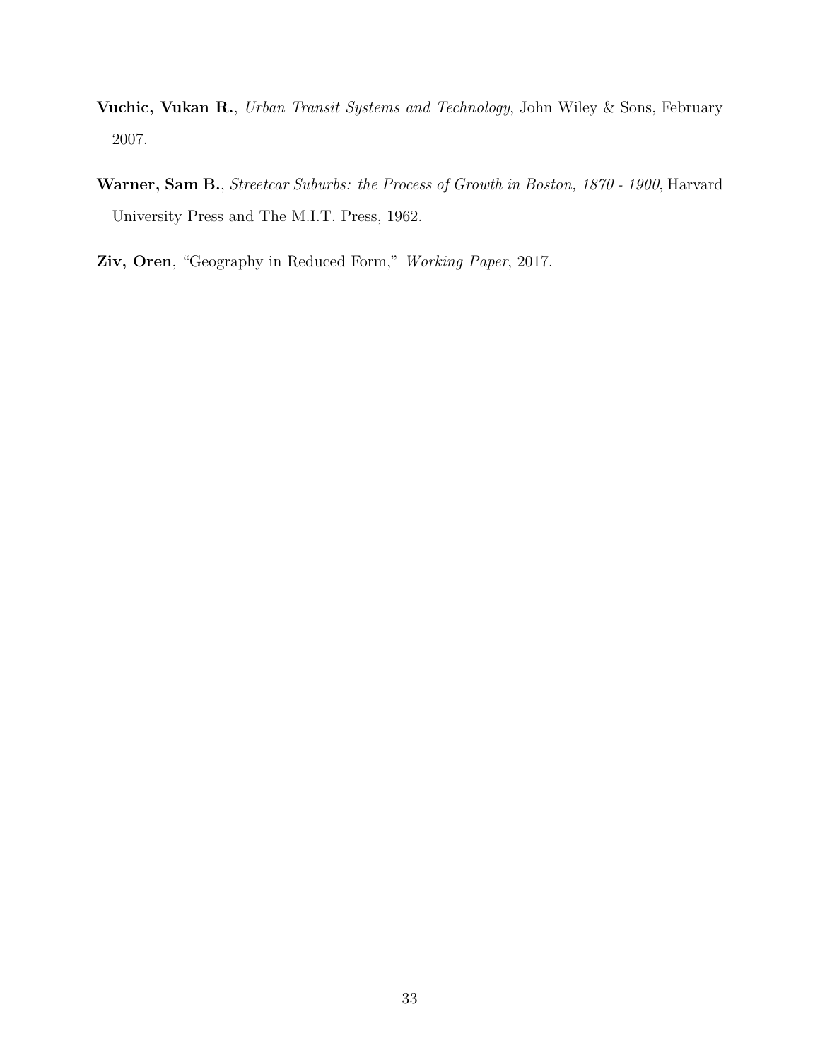**Vuchic, Vukan R.**, *Urban Transit Systems and Technology*, John Wiley & Sons, February 2007.

**Warner, Sam B.**, *Streetcar Suburbs: the Process of Growth in Boston, 1870 - 1900*, Harvard University Press and The M.I.T. Press, 1962.

**Ziv, Oren**, "Geography in Reduced Form," *Working Paper*, 2017.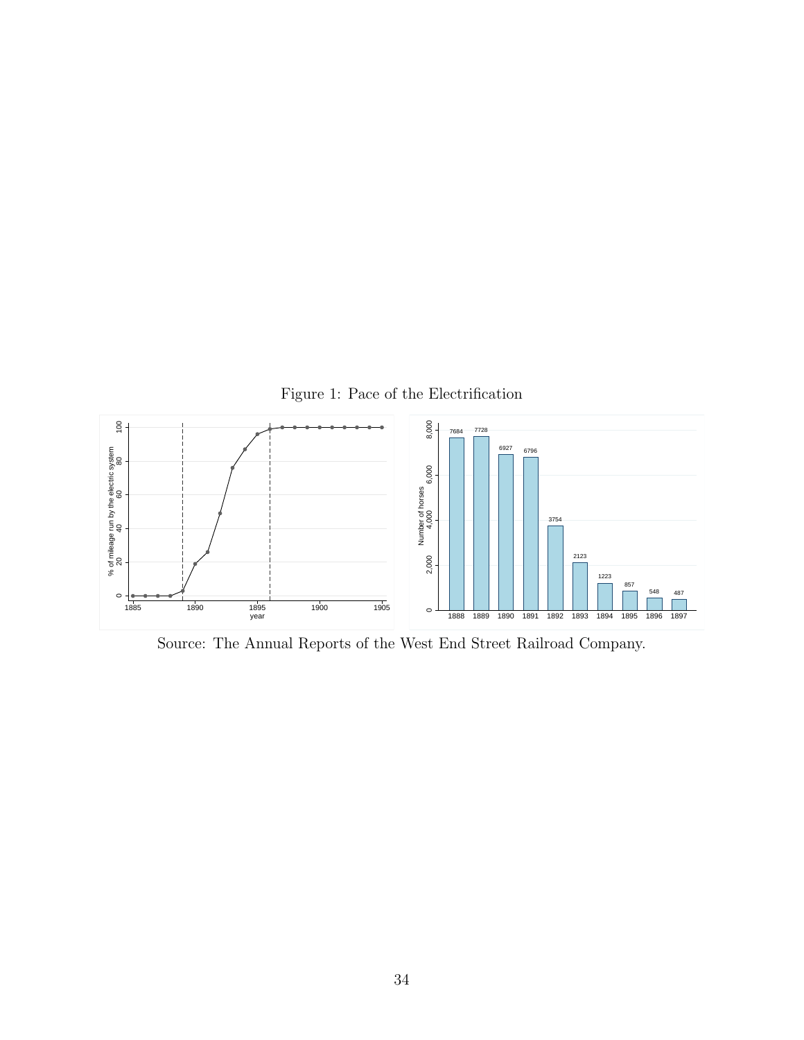Figure 1: Pace of the Electrification

Source: The Annual Reports of the West End Street Railroad Company.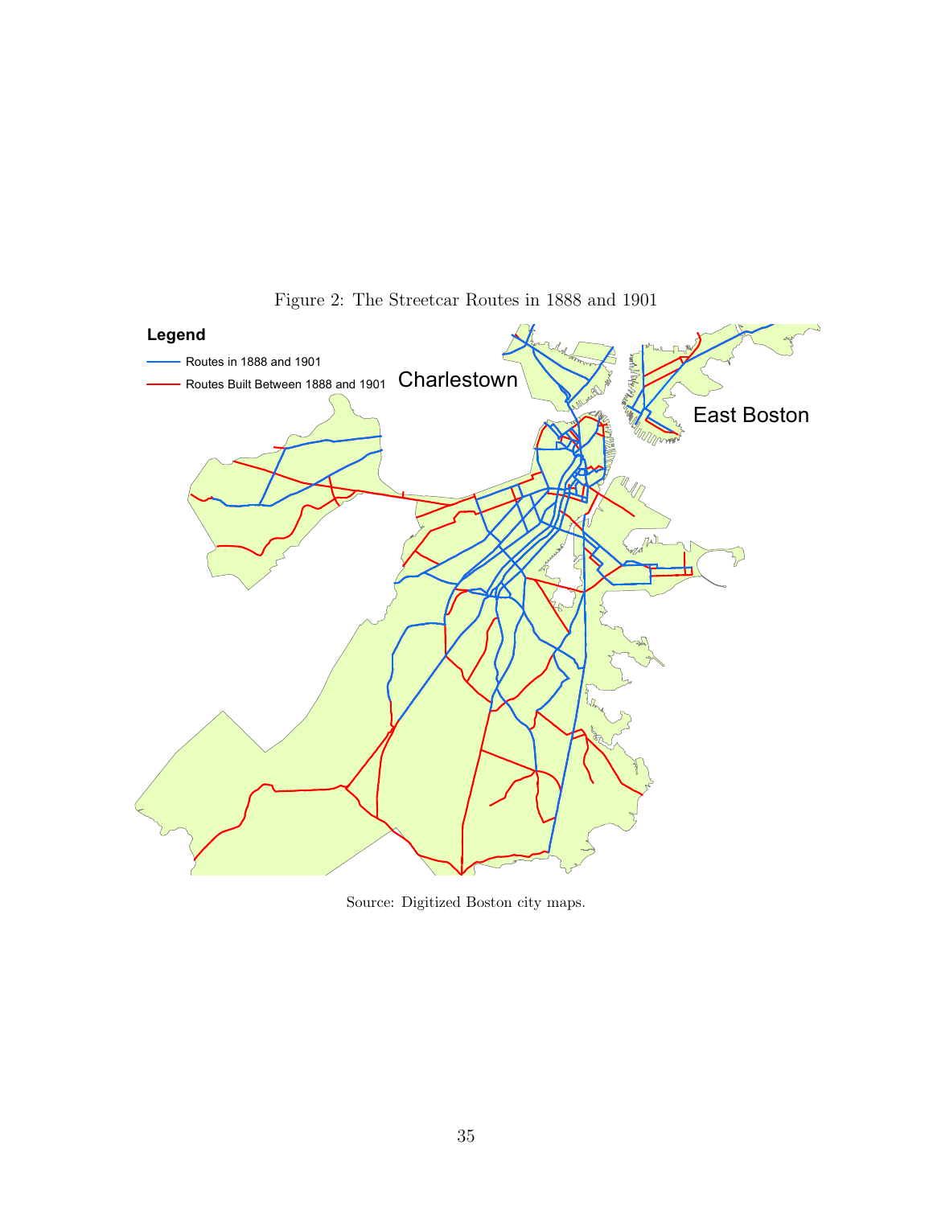Figure 2: The Streetcar Routes in 1888 and 1901

Source: Digitized Boston city maps.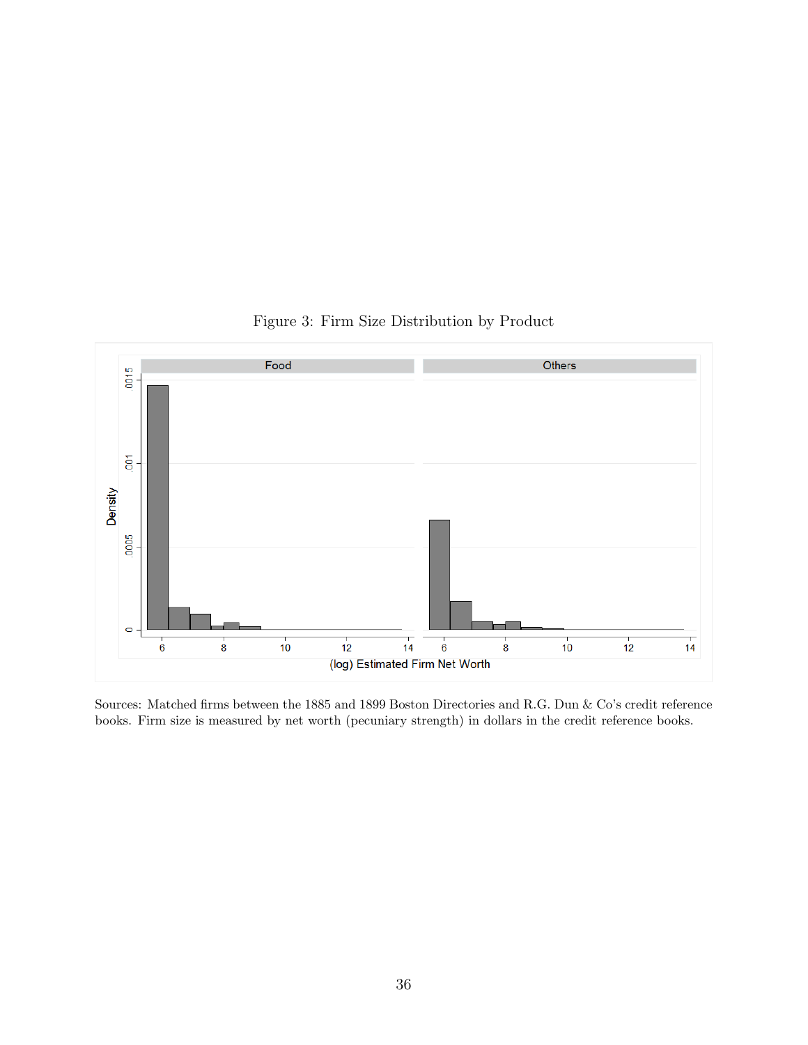Figure 3: Firm Size Distribution by Product

Sources: Matched firms between the 1885 and 1899 Boston Directories and R.G. Dun & Co's credit reference books. Firm size is measured by net worth (pecuniary strength) in dollars in the credit reference books.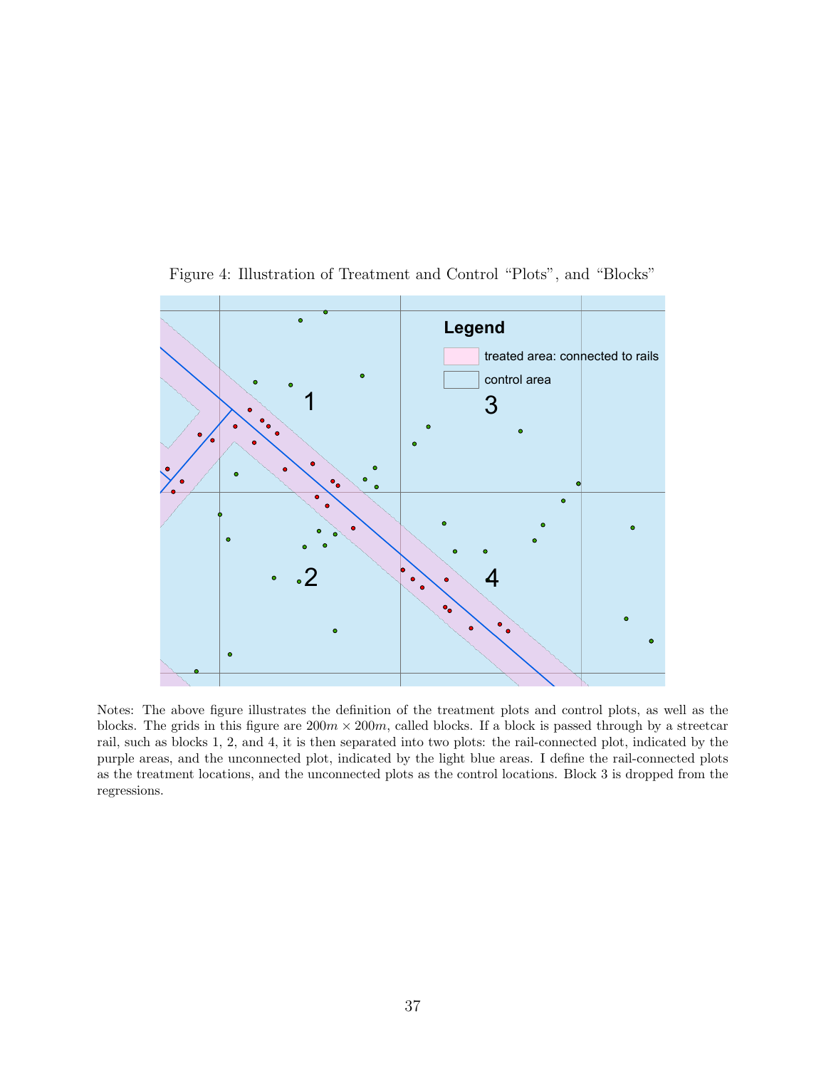Figure 4: Illustration of Treatment and Control "Plots", and "Blocks"

Notes: The above figure illustrates the definition of the treatment plots and control plots, as well as the blocks. The grids in this figure are $200m \times 200m$, called blocks. If a block is passed through by a streetcar rail, such as blocks 1, 2, and 4, it is then separated into two plots: the rail-connected plot, indicated by the purple areas, and the unconnected plot, indicated by the light blue areas. I define the rail-connected plots as the treatment locations, and the unconnected plots as the control locations. Block 3 is dropped from the regressions.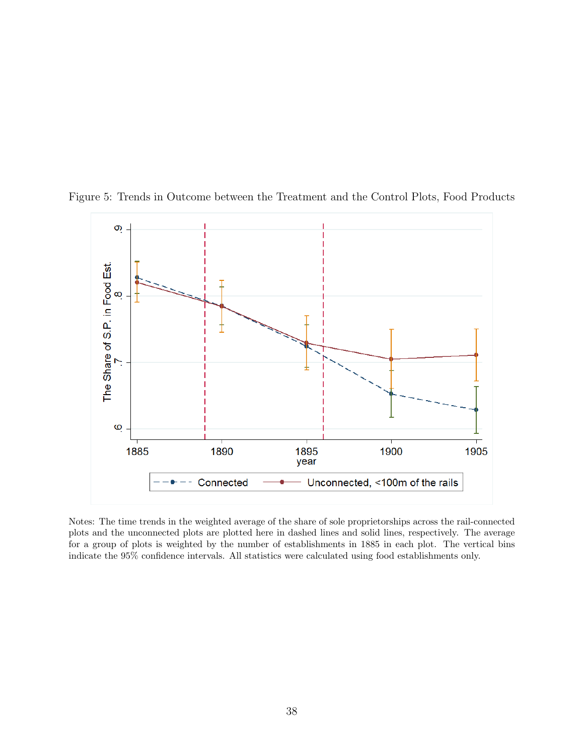Figure 5: Trends in Outcome between the Treatment and the Control Plots, Food Products

Notes: The time trends in the weighted average of the share of sole proprietorships across the rail-connected plots and the unconnected plots are plotted here in dashed lines and solid lines, respectively. The average for a group of plots is weighted by the number of establishments in 1885 in each plot. The vertical bins indicate the 95% confidence intervals. All statistics were calculated using food establishments only.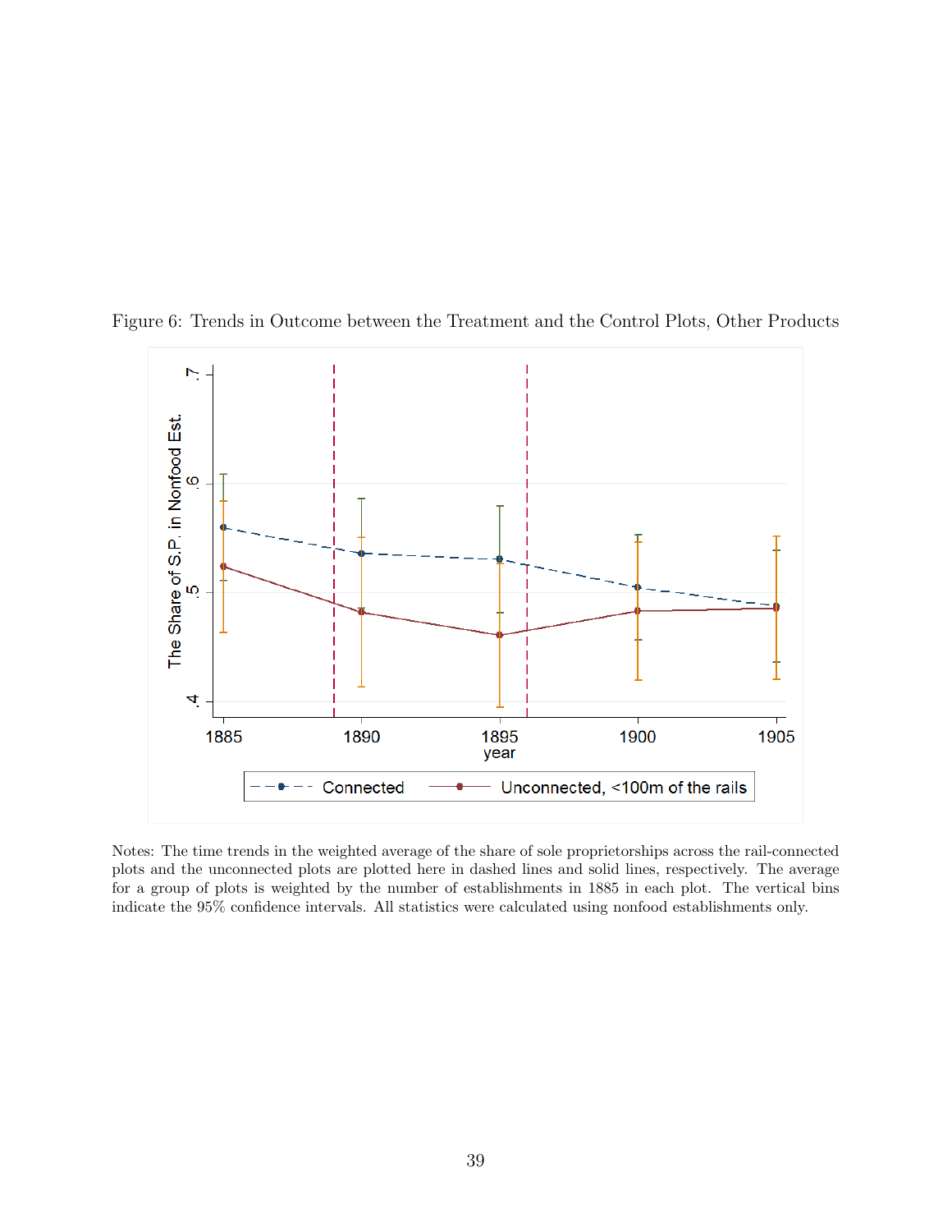Figure 6: Trends in Outcome between the Treatment and the Control Plots, Other Products

Notes: The time trends in the weighted average of the share of sole proprietorships across the rail-connected plots and the unconnected plots are plotted here in dashed lines and solid lines, respectively. The average for a group of plots is weighted by the number of establishments in 1885 in each plot. The vertical bins indicate the 95% confidence intervals. All statistics were calculated using nonfood establishments only.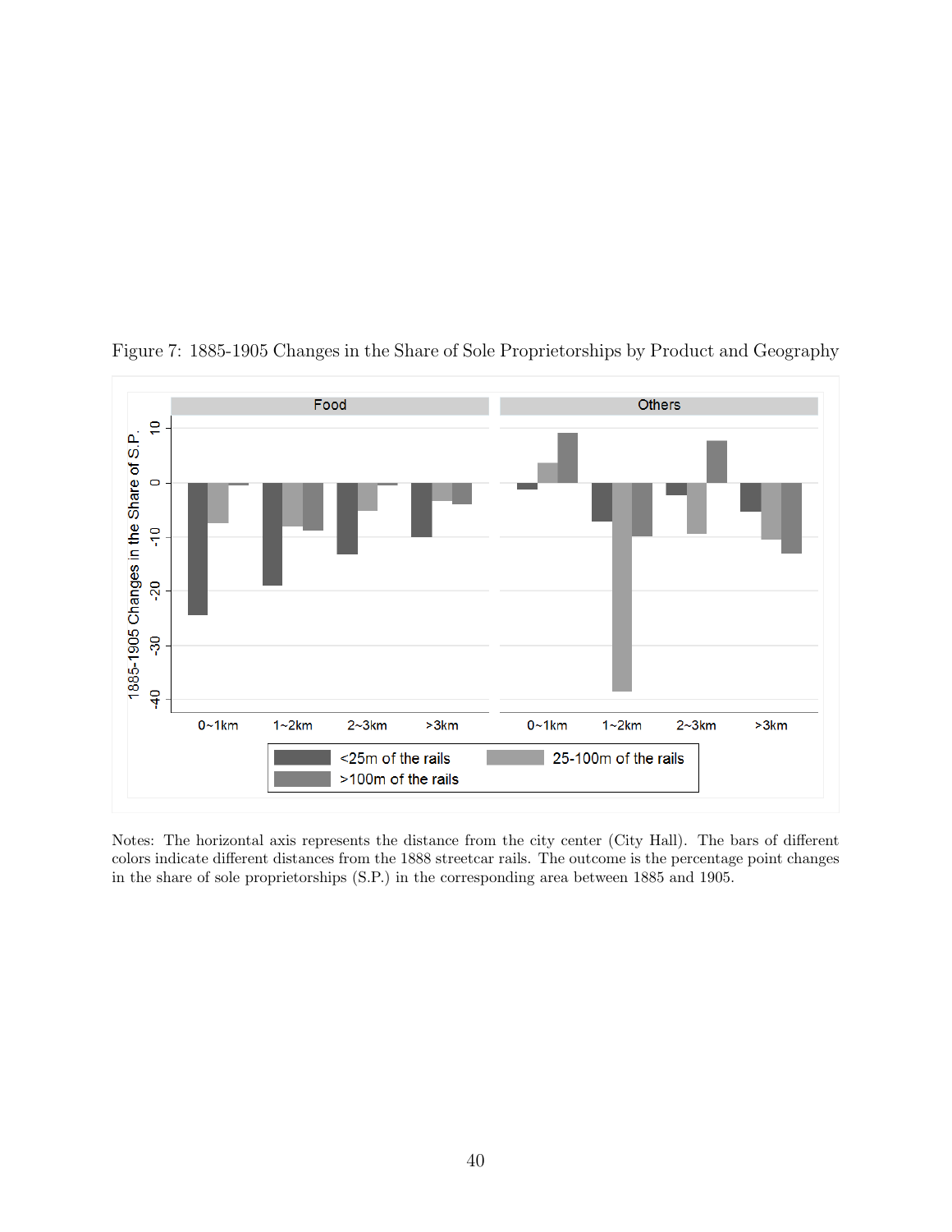Figure 7: 1885-1905 Changes in the Share of Sole Proprietorships by Product and Geography

Notes: The horizontal axis represents the distance from the city center (City Hall). The bars of different colors indicate different distances from the 1888 streetcar rails. The outcome is the percentage point changes in the share of sole proprietorships (S.P.) in the corresponding area between 1885 and 1905.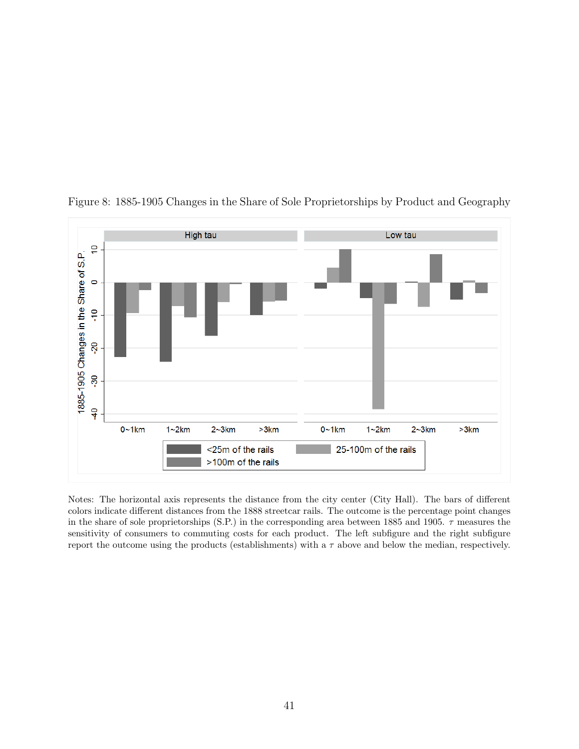Figure 8: 1885-1905 Changes in the Share of Sole Proprietorships by Product and Geography

Notes: The horizontal axis represents the distance from the city center (City Hall). The bars of different colors indicate different distances from the 1888 streetcar rails. The outcome is the percentage point changes in the share of sole proprietorships (S.P.) in the corresponding area between 1885 and 1905. $\tau$ measures the sensitivity of consumers to commuting costs for each product. The left subfigure and the right subfigure report the outcome using the products (establishments) with a $\tau$ above and below the median, respectively.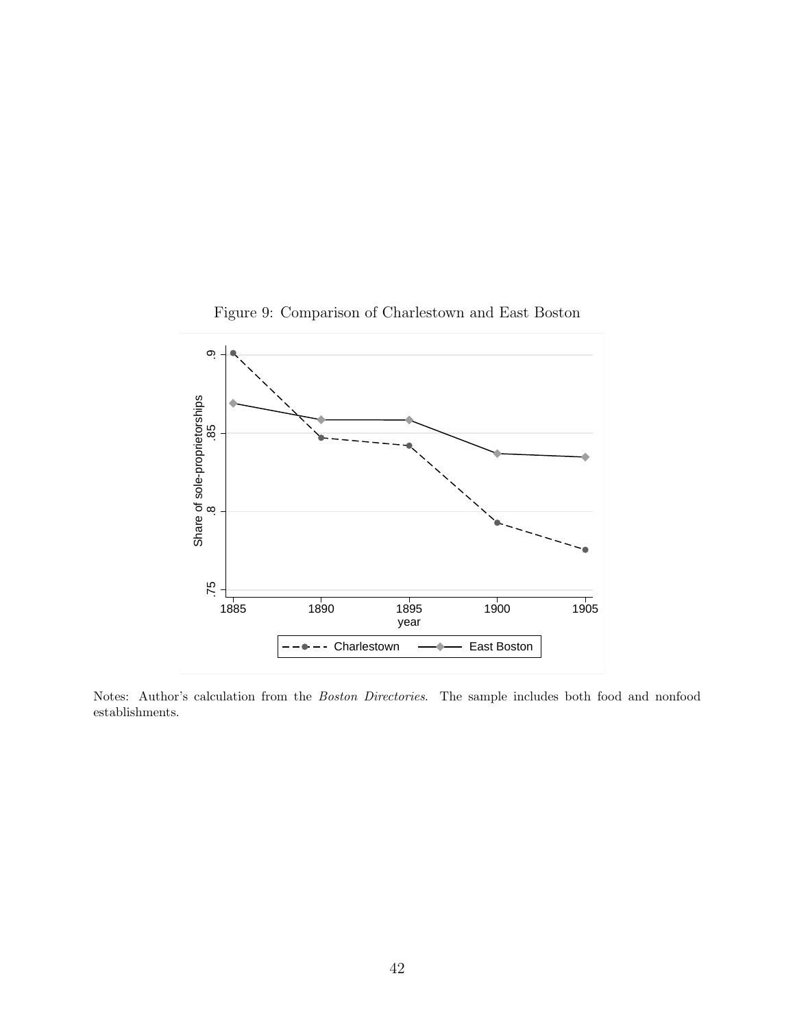Figure 9: Comparison of Charlestown and East Boston

Notes: Author's calculation from the *Boston Directories*. The sample includes both food and nonfood establishments.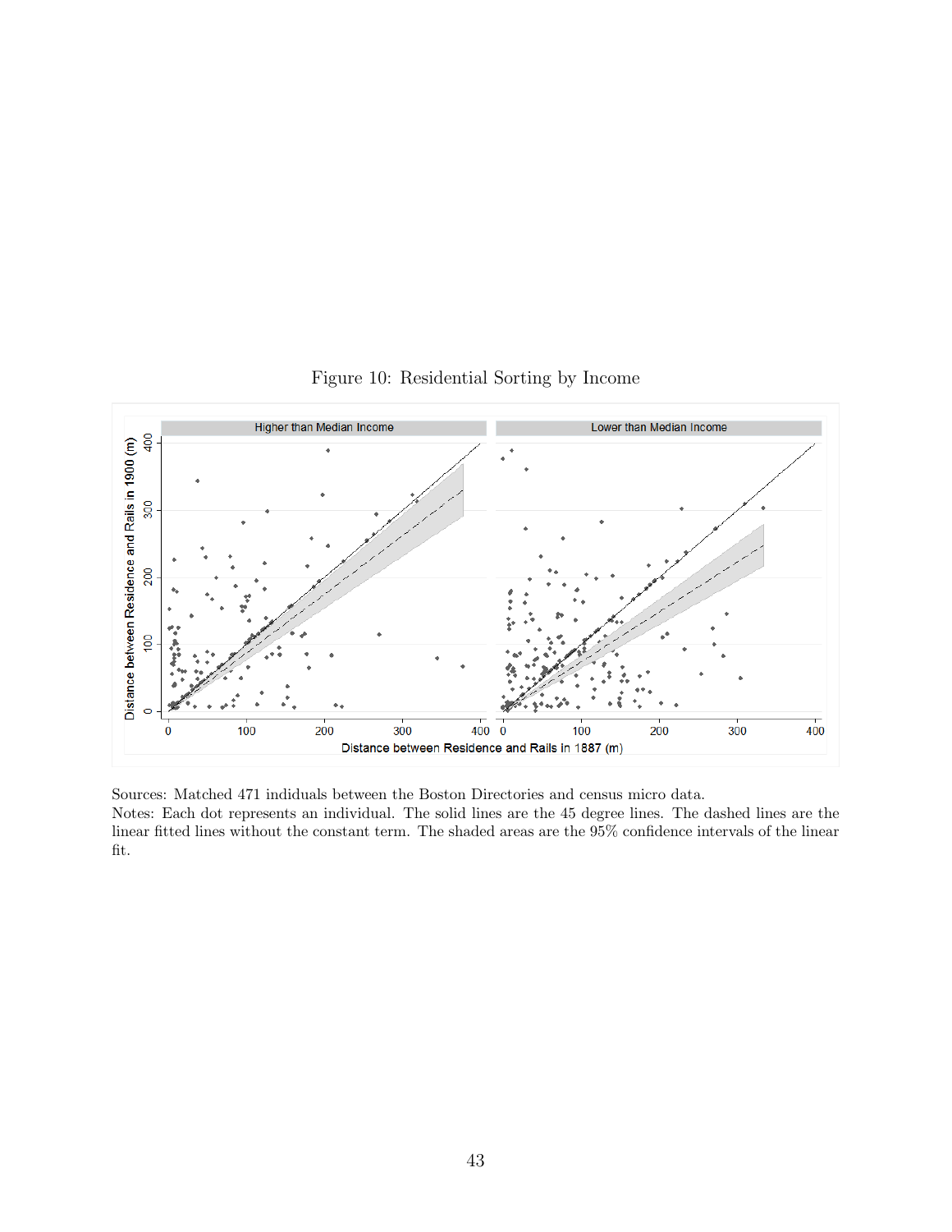Figure 10: Residential Sorting by Income

Sources: Matched 471 indiduals between the Boston Directories and census micro data.
Notes: Each dot represents an individual. The solid lines are the 45 degree lines. The dashed lines are the linear fitted lines without the constant term. The shaded areas are the 95% confidence intervals of the linear fit.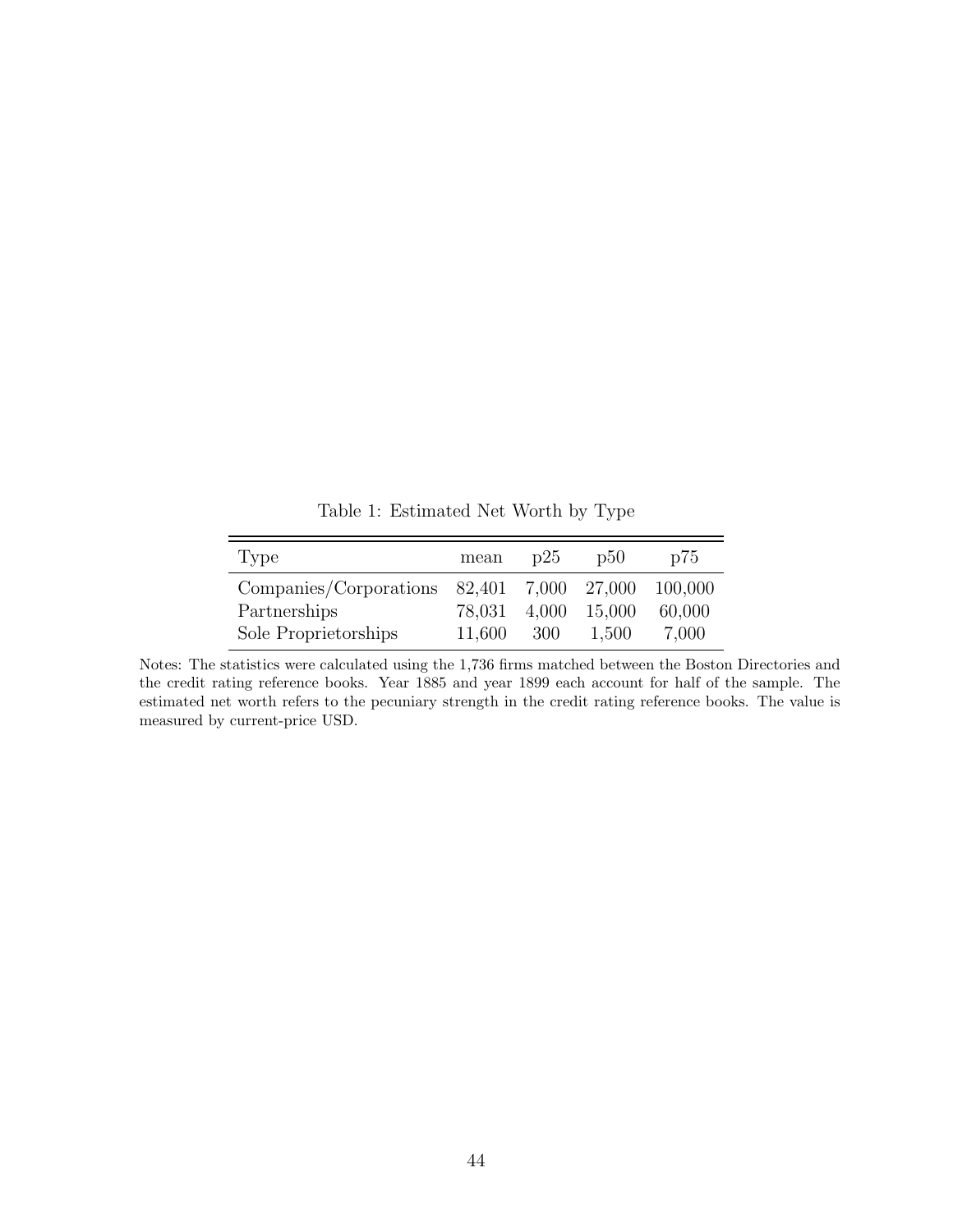Table 1: Estimated Net Worth by Type

| Type | mean | p25 | p50 | p75 |
|---|---|---|---|---|
| Companies/Corporations | 82,401 | 7,000 | 27,000 | 100,000 |
| Partnerships | 78,031 | 4,000 | 15,000 | 60,000 |
| Sole Proprietorships | 11,600 | 300 | 1,500 | 7,000 |

Notes: The statistics were calculated using the 1,736 firms matched between the Boston Directories and the credit rating reference books. Year 1885 and year 1899 each account for half of the sample. The estimated net worth refers to the pecuniary strength in the credit rating reference books. The value is measured by current-price USD.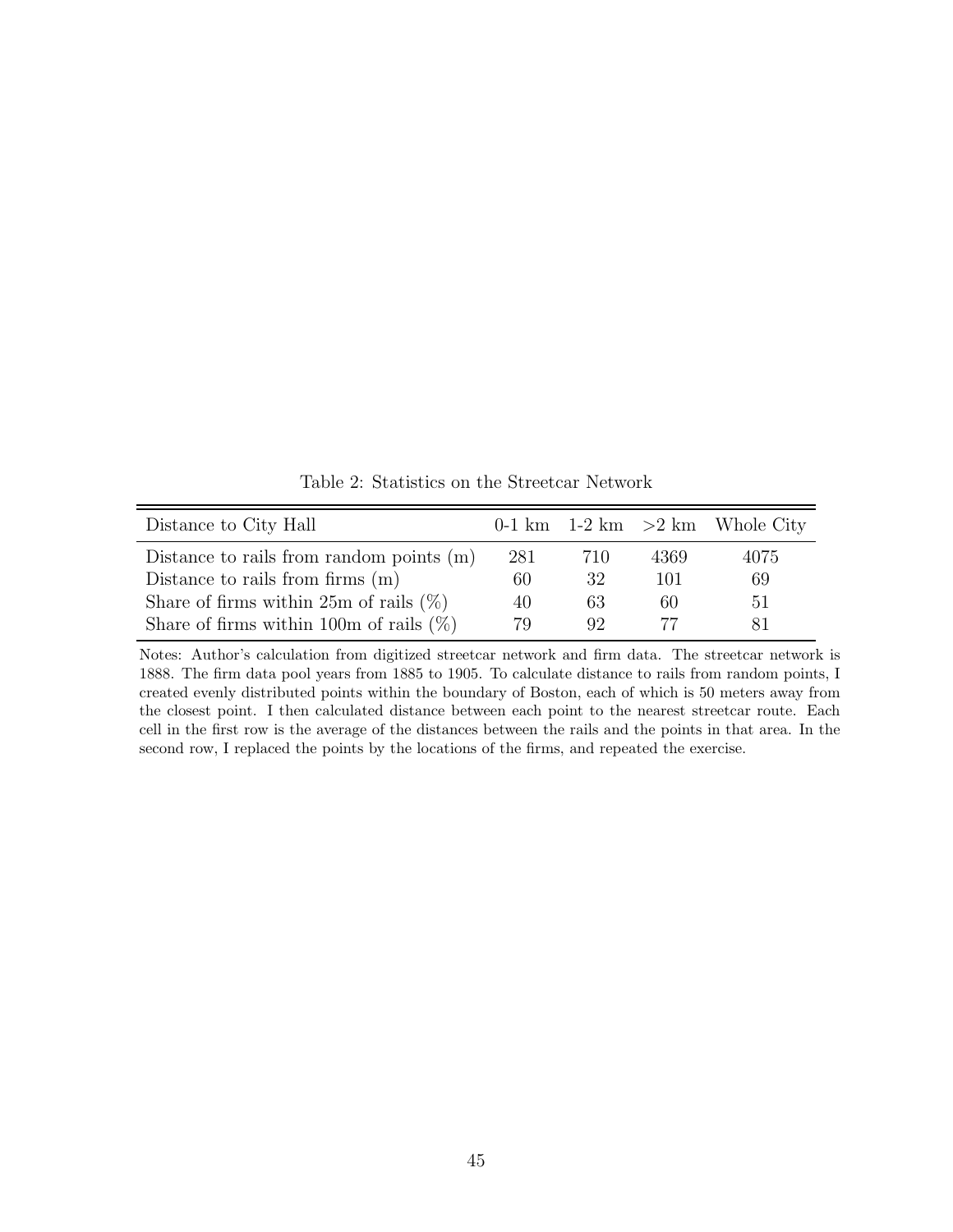Table 2: Statistics on the Streetcar Network

| Distance to City Hall | 0-1 km | 1-2 km | >2 km | Whole City |
|---|---|---|---|---|
| Distance to rails from random points (m) | 281 | 710 | 4369 | 4075 |
| Distance to rails from firms (m) | 60 | 32 | 101 | 69 |
| Share of firms within 25m of rails (%) | 40 | 63 | 60 | 51 |
| Share of firms within 100m of rails (%) | 79 | 92 | 77 | 81 |

Notes: Author's calculation from digitized streetcar network and firm data. The streetcar network is 1888. The firm data pool years from 1885 to 1905. To calculate distance to rails from random points, I created evenly distributed points within the boundary of Boston, each of which is 50 meters away from the closest point. I then calculated distance between each point to the nearest streetcar route. Each cell in the first row is the average of the distances between the rails and the points in that area. In the second row, I replaced the points by the locations of the firms, and repeated the exercise.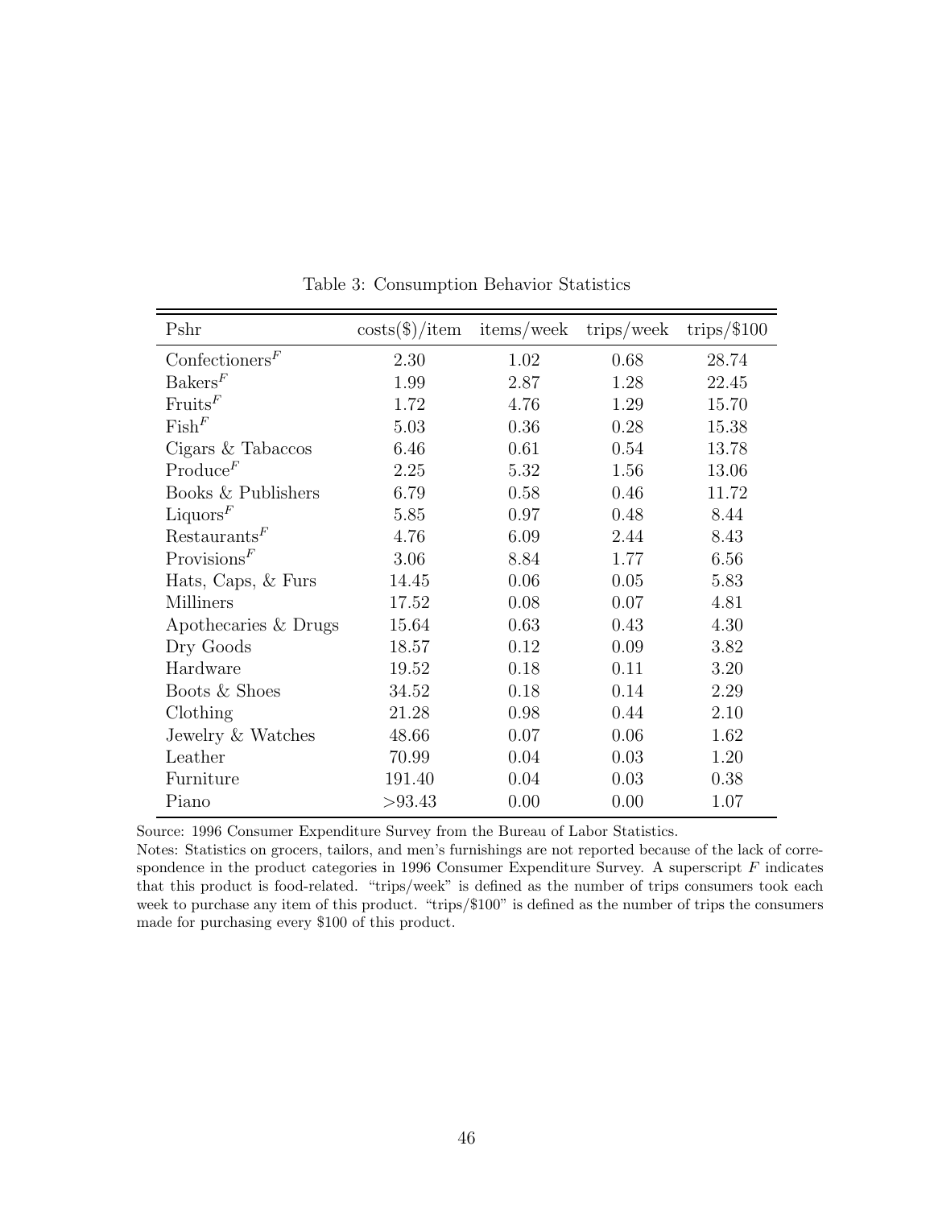Table 3: Consumption Behavior Statistics

| Pshr | costs($)/item | items/week | trips/week | trips/$100 |
|---|---|---|---|---|
| Confectioners$^F$ | 2.30 | 1.02 | 0.68 | 28.74 |
| Bakers$^F$ | 1.99 | 2.87 | 1.28 | 22.45 |
| Fruits$^F$ | 1.72 | 4.76 | 1.29 | 15.70 |
| Fish$^F$ | 5.03 | 0.36 | 0.28 | 15.38 |
| Cigars & Tabaccos | 6.46 | 0.61 | 0.54 | 13.78 |
| Produce$^F$ | 2.25 | 5.32 | 1.56 | 13.06 |
| Books & Publishers | 6.79 | 0.58 | 0.46 | 11.72 |
| Liquors$^F$ | 5.85 | 0.97 | 0.48 | 8.44 |
| Restaurants$^F$ | 4.76 | 6.09 | 2.44 | 8.43 |
| Provisions$^F$ | 3.06 | 8.84 | 1.77 | 6.56 |
| Hats, Caps, & Furs | 14.45 | 0.06 | 0.05 | 5.83 |
| Milliners | 17.52 | 0.08 | 0.07 | 4.81 |
| Apothecaries & Drugs | 15.64 | 0.63 | 0.43 | 4.30 |
| Dry Goods | 18.57 | 0.12 | 0.09 | 3.82 |
| Hardware | 19.52 | 0.18 | 0.11 | 3.20 |
| Boots & Shoes | 34.52 | 0.18 | 0.14 | 2.29 |
| Clothing | 21.28 | 0.98 | 0.44 | 2.10 |
| Jewelry & Watches | 48.66 | 0.07 | 0.06 | 1.62 |
| Leather | 70.99 | 0.04 | 0.03 | 1.20 |
| Furniture | 191.40 | 0.04 | 0.03 | 0.38 |
| Piano | >93.43 | 0.00 | 0.00 | 1.07 |

Source: 1996 Consumer Expenditure Survey from the Bureau of Labor Statistics.

Notes: Statistics on grocers, tailors, and men's furnishings are not reported because of the lack of correspondence in the product categories in 1996 Consumer Expenditure Survey. A superscript $F$ indicates that this product is food-related. "trips/week" is defined as the number of trips consumers took each week to purchase any item of this product. "trips/$100" is defined as the number of trips the consumers made for purchasing every $100 of this product.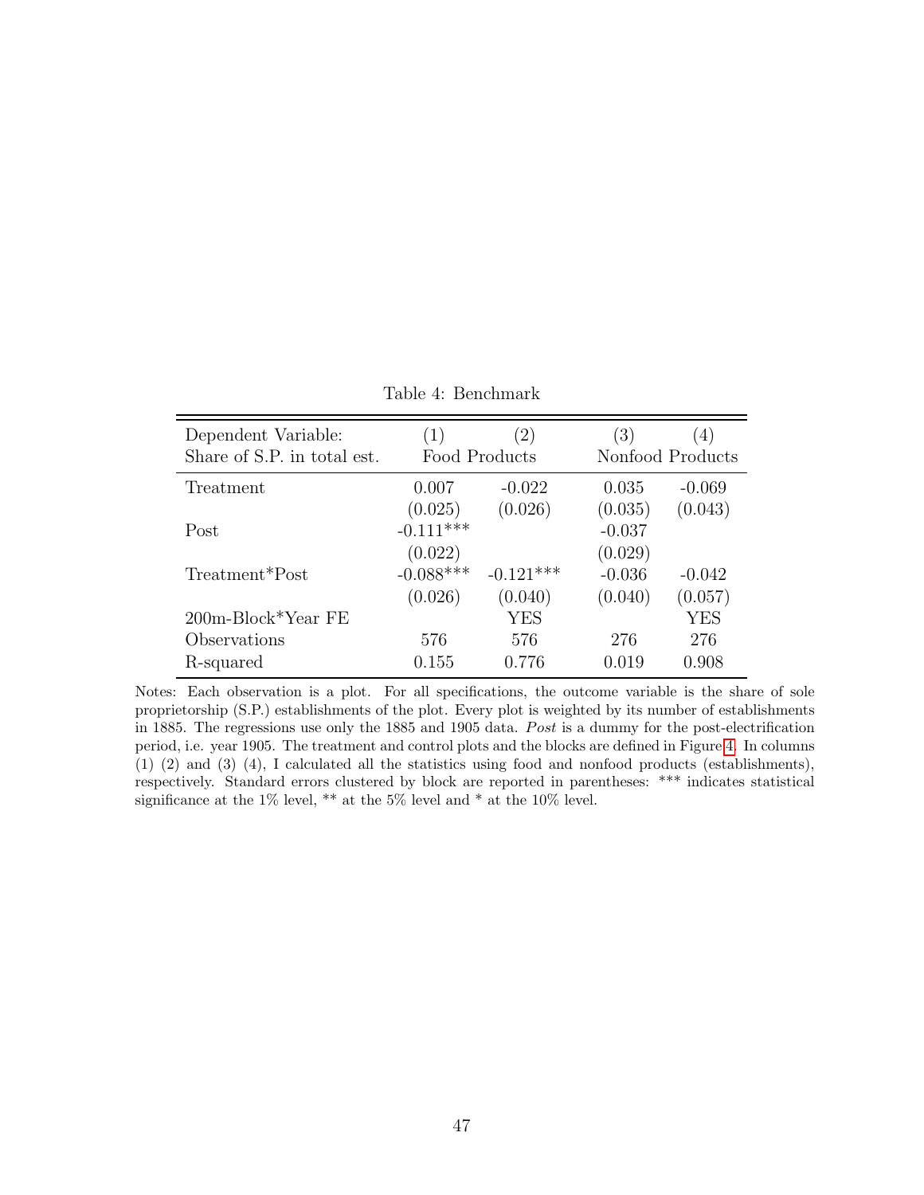Table 4: Benchmark

| Dependent Variable: Share of S.P. in total est. | (1) | (2) | (3) | (4) |
|---|---|---|---|---|
| | Food Products | | Nonfood Products | |
| Treatment | 0.007 | -0.022 | 0.035 | -0.069 |
| | (0.025) | (0.026) | (0.035) | (0.043) |
| Post | -0.111*** | | -0.037 | |
| | (0.022) | | (0.029) | |
| Treatment*Post | -0.088*** | -0.121*** | -0.036 | -0.042 |
| | (0.026) | (0.040) | (0.040) | (0.057) |
| 200m-Block*Year FE | | YES | | YES |
| Observations | 576 | 576 | 276 | 276 |
| R-squared | 0.155 | 0.776 | 0.019 | 0.908 |

Notes: Each observation is a plot. For all specifications, the outcome variable is the share of sole proprietorship (S.P.) establishments of the plot. Every plot is weighted by its number of establishments in 1885. The regressions use only the 1885 and 1905 data. *Post* is a dummy for the post-electrification period, i.e. year 1905. The treatment and control plots and the blocks are defined in Figure 4. In columns (1) (2) and (3) (4), I calculated all the statistics using food and nonfood products (establishments), respectively. Standard errors clustered by block are reported in parentheses: *** indicates statistical significance at the 1% level, ** at the 5% level and * at the 10% level.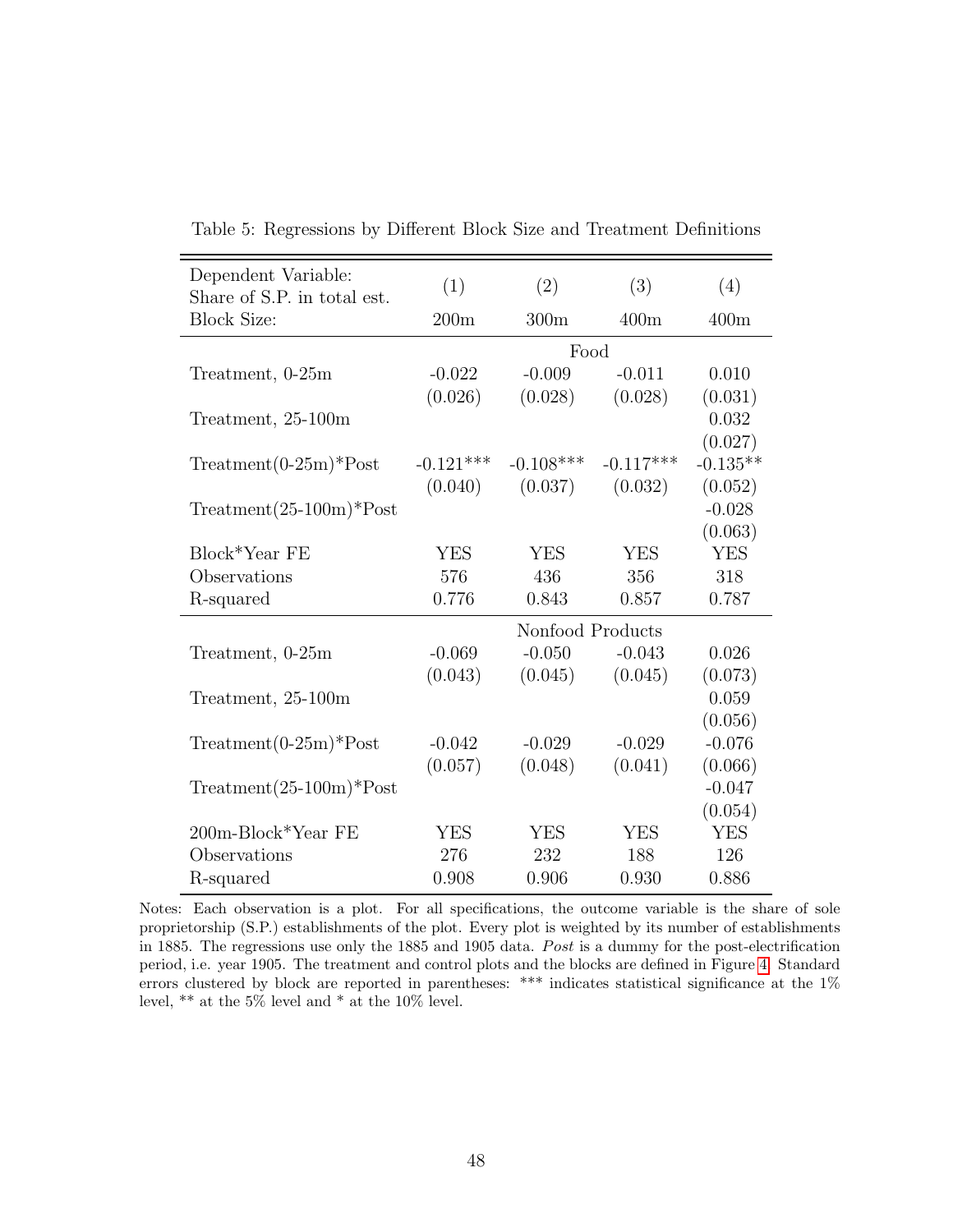Table 5: Regressions by Different Block Size and Treatment Definitions

| Dependent Variable: Share of S.P. in total est. | (1) | (2) | (3) | (4) |
|---|---|---|---|---|
| Block Size: | 200m | 300m | 400m | 400m |
| | | Food | | |
| Treatment, 0-25m | -0.022 | -0.009 | -0.011 | 0.010 |
| | (0.026) | (0.028) | (0.028) | (0.031) |
| Treatment, 25-100m | | | | 0.032 |
| | | | | (0.027) |
| Treatment(0-25m)*Post | -0.121*** | -0.108*** | -0.117*** | -0.135** |
| | (0.040) | (0.037) | (0.032) | (0.052) |
| Treatment(25-100m)*Post | | | | -0.028 |
| | | | | (0.063) |
| Block*Year FE | YES | YES | YES | YES |
| Observations | 576 | 436 | 356 | 318 |
| R-squared | 0.776 | 0.843 | 0.857 | 0.787 |
| | | Nonfood Products | | |
| Treatment, 0-25m | -0.069 | -0.050 | -0.043 | 0.026 |
| | (0.043) | (0.045) | (0.045) | (0.073) |
| Treatment, 25-100m | | | | 0.059 |
| | | | | (0.056) |
| Treatment(0-25m)*Post | -0.042 | -0.029 | -0.029 | -0.076 |
| | (0.057) | (0.048) | (0.041) | (0.066) |
| Treatment(25-100m)*Post | | | | -0.047 |
| | | | | (0.054) |
| 200m-Block*Year FE | YES | YES | YES | YES |
| Observations | 276 | 232 | 188 | 126 |
| R-squared | 0.908 | 0.906 | 0.930 | 0.886 |

Notes: Each observation is a plot. For all specifications, the outcome variable is the share of sole proprietorship (S.P.) establishments of the plot. Every plot is weighted by its number of establishments in 1885. The regressions use only the 1885 and 1905 data. *Post* is a dummy for the post-electrification period, i.e. year 1905. The treatment and control plots and the blocks are defined in Figure 4. Standard errors clustered by block are reported in parentheses: *** indicates statistical significance at the 1% level, ** at the 5% level and * at the 10% level.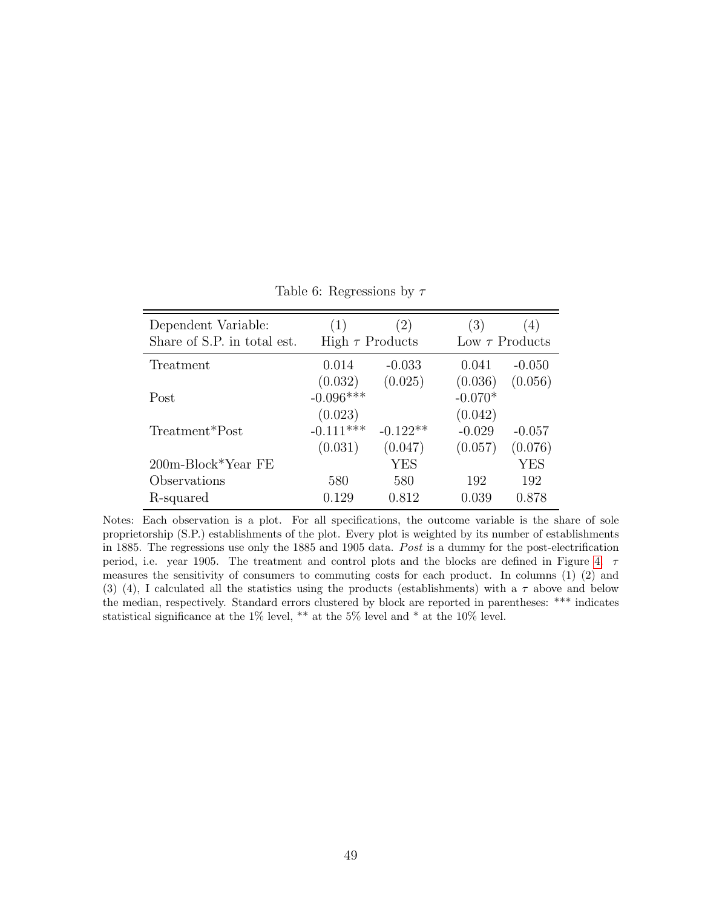Table 6: Regressions by $\tau$

| Dependent Variable: | (1) | (2) | (3) | (4) |
|---|---|---|---|---|
| Share of S.P. in total est. | High $\tau$ Products | | Low $\tau$ Products | |
| Treatment | 0.014 | -0.033 | 0.041 | -0.050 |
| | (0.032) | (0.025) | (0.036) | (0.056) |
| Post | -0.096*** | | -0.070* | |
| | (0.023) | | (0.042) | |
| Treatment*Post | -0.111*** | -0.122** | -0.029 | -0.057 |
| | (0.031) | (0.047) | (0.057) | (0.076) |
| 200m-Block*Year FE | | YES | | YES |
| Observations | 580 | 580 | 192 | 192 |
| R-squared | 0.129 | 0.812 | 0.039 | 0.878 |

Notes: Each observation is a plot. For all specifications, the outcome variable is the share of sole proprietorship (S.P.) establishments of the plot. Every plot is weighted by its number of establishments in 1885. The regressions use only the 1885 and 1905 data. *Post* is a dummy for the post-electrification period, i.e. year 1905. The treatment and control plots and the blocks are defined in Figure 4. $\tau$ measures the sensitivity of consumers to commuting costs for each product. In columns (1) (2) and (3) (4), I calculated all the statistics using the products (establishments) with a $\tau$ above and below the median, respectively. Standard errors clustered by block are reported in parentheses: *** indicates statistical significance at the 1% level, ** at the 5% level and * at the 10% level.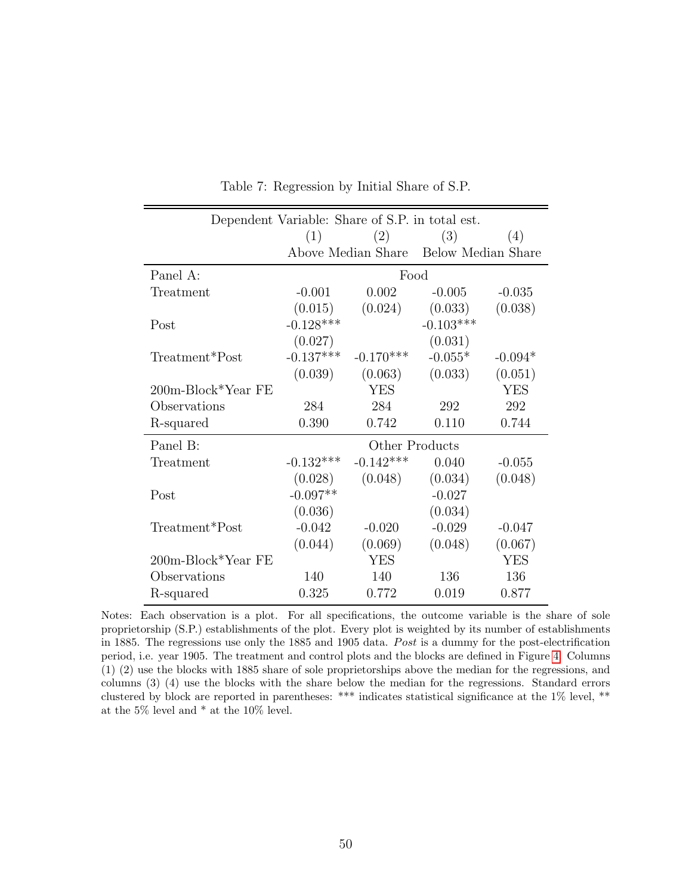Table 7: Regression by Initial Share of S.P.

| Dependent Variable: Share of S.P. in total est. | | | | |
|---|---|---|---|---|
| | (1) | (2) | (3) | (4) |
| | Above Median Share | | Below Median Share | |
| **Panel A:** | Food | | | |
| Treatment | -0.001 | 0.002 | -0.005 | -0.035 |
| | (0.015) | (0.024) | (0.033) | (0.038) |
| Post | -0.128*** | | -0.103*** | |
| | (0.027) | | (0.031) | |
| Treatment*Post | -0.137*** | -0.170*** | -0.055* | -0.094* |
| | (0.039) | (0.063) | (0.033) | (0.051) |
| 200m-Block*Year FE | | YES | | YES |
| Observations | 284 | 284 | 292 | 292 |
| R-squared | 0.390 | 0.742 | 0.110 | 0.744 |
| **Panel B:** | Other Products | | | |
| Treatment | -0.132*** | -0.142*** | 0.040 | -0.055 |
| | (0.028) | (0.048) | (0.034) | (0.048) |
| Post | -0.097** | | -0.027 | |
| | (0.036) | | (0.034) | |
| Treatment*Post | -0.042 | -0.020 | -0.029 | -0.047 |
| | (0.044) | (0.069) | (0.048) | (0.067) |
| 200m-Block*Year FE | | YES | | YES |
| Observations | 140 | 140 | 136 | 136 |
| R-squared | 0.325 | 0.772 | 0.019 | 0.877 |

Notes: Each observation is a plot. For all specifications, the outcome variable is the share of sole proprietorship (S.P.) establishments of the plot. Every plot is weighted by its number of establishments in 1885. The regressions use only the 1885 and 1905 data. *Post* is a dummy for the post-electrification period, i.e. year 1905. The treatment and control plots and the blocks are defined in Figure 4. Columns (1) (2) use the blocks with 1885 share of sole proprietorships above the median for the regressions, and columns (3) (4) use the blocks with the share below the median for the regressions. Standard errors clustered by block are reported in parentheses: *** indicates statistical significance at the 1% level, ** at the 5% level and * at the 10% level.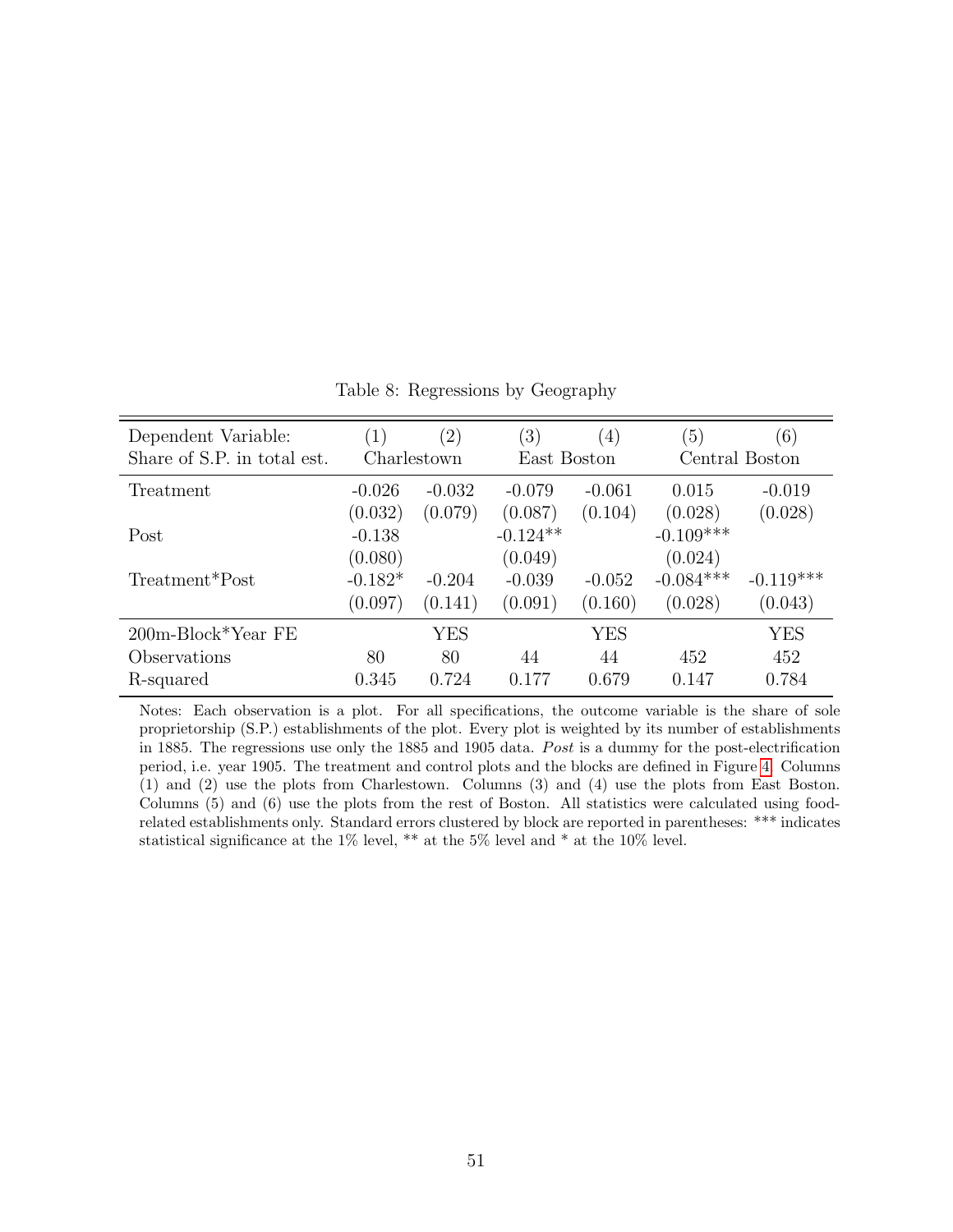Table 8: Regressions by Geography

| Dependent Variable: Share of S.P. in total est. | (1) Charlestown | (2) | (3) East Boston | (4) | (5) Central Boston | (6) |
|---|---|---|---|---|---|---|
| Treatment | -0.026 | -0.032 | -0.079 | -0.061 | 0.015 | -0.019 |
| | (0.032) | (0.079) | (0.087) | (0.104) | (0.028) | (0.028) |
| Post | -0.138 | | -0.124** | | -0.109*** | |
| | (0.080) | | (0.049) | | (0.024) | |
| Treatment*Post | -0.182* | -0.204 | -0.039 | -0.052 | -0.084*** | -0.119*** |
| | (0.097) | (0.141) | (0.091) | (0.160) | (0.028) | (0.043) |
| 200m-Block*Year FE | | YES | | YES | | YES |
| Observations | 80 | 80 | 44 | 44 | 452 | 452 |
| R-squared | 0.345 | 0.724 | 0.177 | 0.679 | 0.147 | 0.784 |

Notes: Each observation is a plot. For all specifications, the outcome variable is the share of sole proprietorship (S.P.) establishments of the plot. Every plot is weighted by its number of establishments in 1885. The regressions use only the 1885 and 1905 data. *Post* is a dummy for the post-electrification period, i.e. year 1905. The treatment and control plots and the blocks are defined in Figure 4. Columns (1) and (2) use the plots from Charlestown. Columns (3) and (4) use the plots from East Boston. Columns (5) and (6) use the plots from the rest of Boston. All statistics were calculated using food-related establishments only. Standard errors clustered by block are reported in parentheses: *** indicates statistical significance at the 1% level, ** at the 5% level and * at the 10% level.